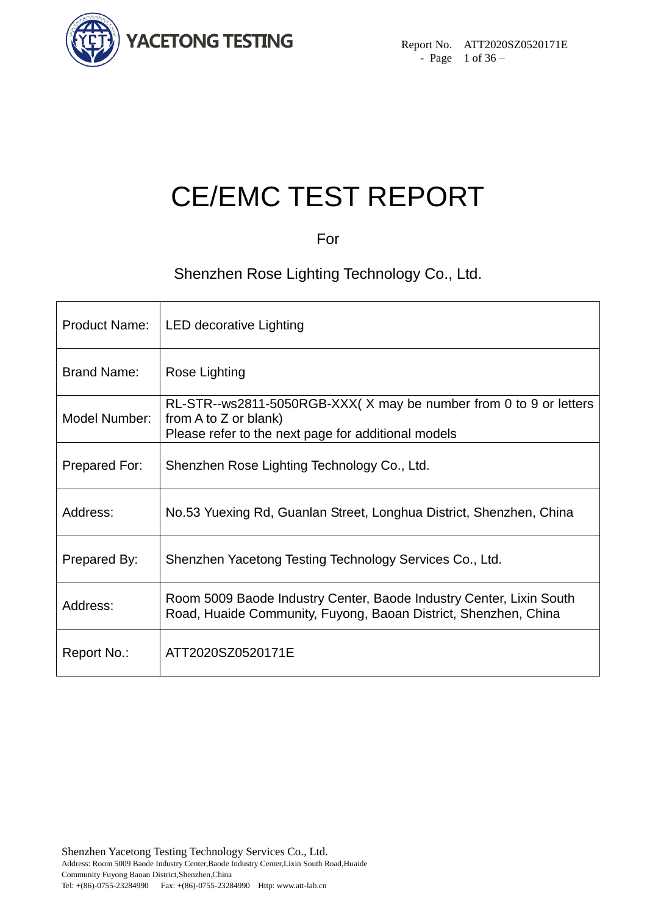# CE/EMC TEST REPORT

For

Shenzhen Rose Lighting Technology Co., Ltd.

| | |
|---|---|
| Product Name: | LED decorative Lighting |
| Brand Name: | Rose Lighting |
| Model Number: | RL-STR--ws2811-5050RGB-XXX( X may be number from 0 to 9 or letters from A to Z or blank)<br>Please refer to the next page for additional models |
| Prepared For: | Shenzhen Rose Lighting Technology Co., Ltd. |
| Address: | No.53 Yuexing Rd, Guanlan Street, Longhua District, Shenzhen, China |
| Prepared By: | Shenzhen Yacetong Testing Technology Services Co., Ltd. |
| Address: | Room 5009 Baode Industry Center, Baode Industry Center, Lixin South Road, Huaide Community, Fuyong, Baoan District, Shenzhen, China |
| Report No.: | ATT2020SZ0520171E |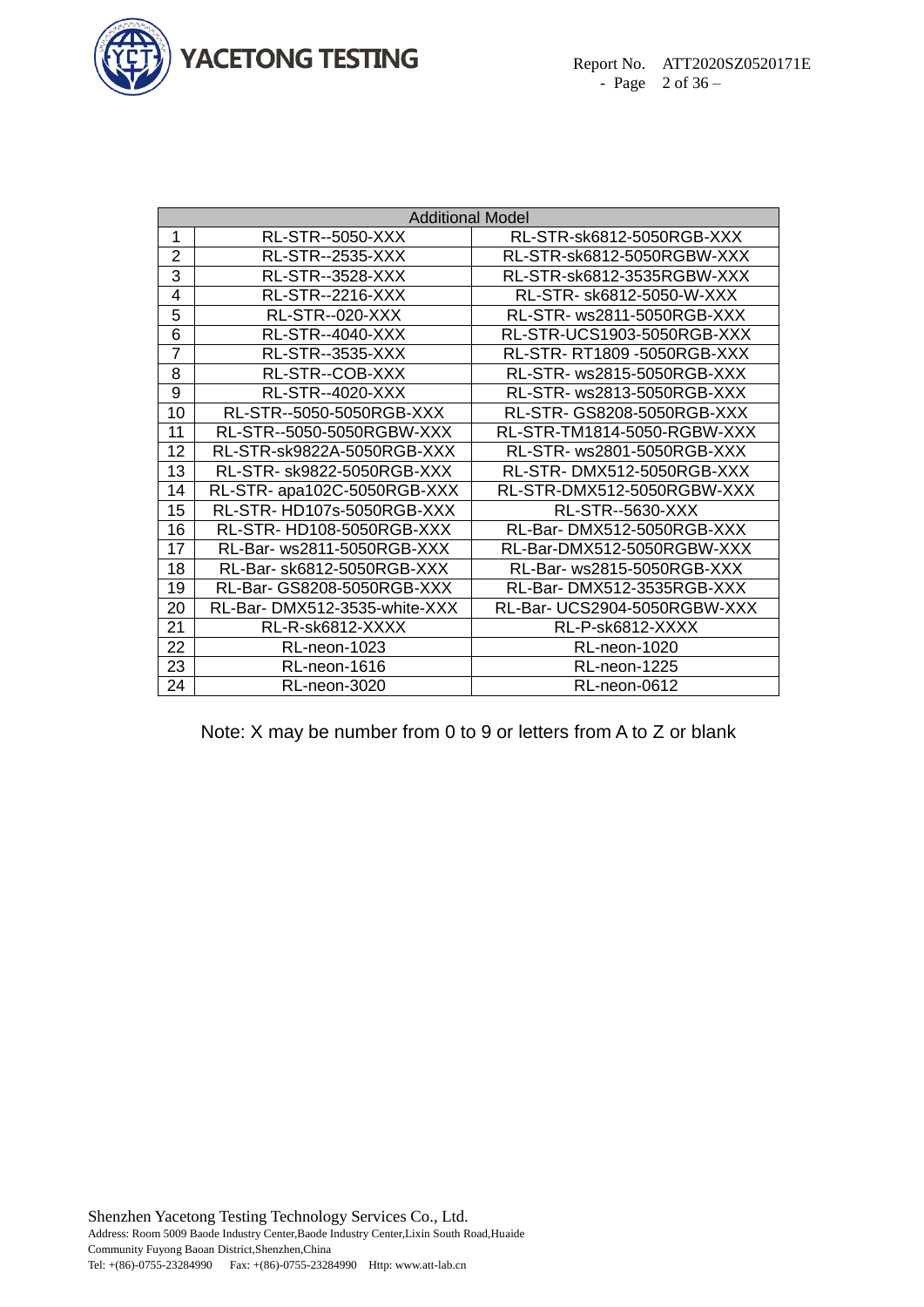| Additional Model | | |
|---|---|---|
| 1 | RL-STR--5050-XXX | RL-STR-sk6812-5050RGB-XXX |
| 2 | RL-STR--2535-XXX | RL-STR-sk6812-5050RGBW-XXX |
| 3 | RL-STR--3528-XXX | RL-STR-sk6812-3535RGBW-XXX |
| 4 | RL-STR--2216-XXX | RL-STR- sk6812-5050-W-XXX |
| 5 | RL-STR--020-XXX | RL-STR- ws2811-5050RGB-XXX |
| 6 | RL-STR--4040-XXX | RL-STR-UCS1903-5050RGB-XXX |
| 7 | RL-STR--3535-XXX | RL-STR- RT1809 -5050RGB-XXX |
| 8 | RL-STR--COB-XXX | RL-STR- ws2815-5050RGB-XXX |
| 9 | RL-STR--4020-XXX | RL-STR- ws2813-5050RGB-XXX |
| 10 | RL-STR--5050-5050RGB-XXX | RL-STR- GS8208-5050RGB-XXX |
| 11 | RL-STR--5050-5050RGBW-XXX | RL-STR-TM1814-5050-RGBW-XXX |
| 12 | RL-STR-sk9822A-5050RGB-XXX | RL-STR- ws2801-5050RGB-XXX |
| 13 | RL-STR- sk9822-5050RGB-XXX | RL-STR- DMX512-5050RGB-XXX |
| 14 | RL-STR- apa102C-5050RGB-XXX | RL-STR-DMX512-5050RGBW-XXX |
| 15 | RL-STR- HD107s-5050RGB-XXX | RL-STR--5630-XXX |
| 16 | RL-STR- HD108-5050RGB-XXX | RL-Bar- DMX512-5050RGB-XXX |
| 17 | RL-Bar- ws2811-5050RGB-XXX | RL-Bar-DMX512-5050RGBW-XXX |
| 18 | RL-Bar- sk6812-5050RGB-XXX | RL-Bar- ws2815-5050RGB-XXX |
| 19 | RL-Bar- GS8208-5050RGB-XXX | RL-Bar- DMX512-3535RGB-XXX |
| 20 | RL-Bar- DMX512-3535-white-XXX | RL-Bar- UCS2904-5050RGBW-XXX |
| 21 | RL-R-sk6812-XXXX | RL-P-sk6812-XXXX |
| 22 | RL-neon-1023 | RL-neon-1020 |
| 23 | RL-neon-1616 | RL-neon-1225 |
| 24 | RL-neon-3020 | RL-neon-0612 |

Note: X may be number from 0 to 9 or letters from A to Z or blank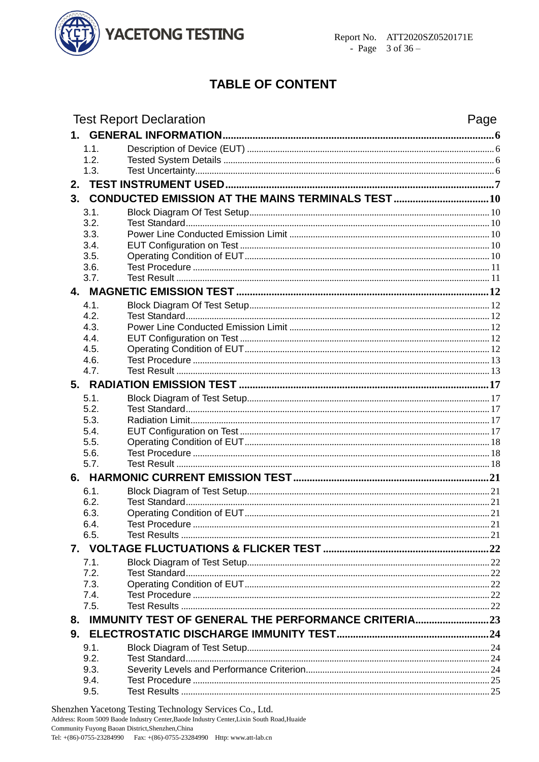# TABLE OF CONTENT

| Test Report Declaration | | Page |
|---|---|---|
| **1.** | **GENERAL INFORMATION** | **6** |
| 1.1. | Description of Device (EUT) | 6 |
| 1.2. | Tested System Details | 6 |
| 1.3. | Test Uncertainty | 6 |
| **2.** | **TEST INSTRUMENT USED** | **7** |
| **3.** | **CONDUCTED EMISSION AT THE MAINS TERMINALS TEST** | **10** |
| 3.1. | Block Diagram Of Test Setup | 10 |
| 3.2. | Test Standard | 10 |
| 3.3. | Power Line Conducted Emission Limit | 10 |
| 3.4. | EUT Configuration on Test | 10 |
| 3.5. | Operating Condition of EUT | 10 |
| 3.6. | Test Procedure | 11 |
| 3.7. | Test Result | 11 |
| **4.** | **MAGNETIC EMISSION TEST** | **12** |
| 4.1. | Block Diagram Of Test Setup | 12 |
| 4.2. | Test Standard | 12 |
| 4.3. | Power Line Conducted Emission Limit | 12 |
| 4.4. | EUT Configuration on Test | 12 |
| 4.5. | Operating Condition of EUT | 12 |
| 4.6. | Test Procedure | 13 |
| 4.7. | Test Result | 13 |
| **5.** | **RADIATION EMISSION TEST** | **17** |
| 5.1. | Block Diagram of Test Setup | 17 |
| 5.2. | Test Standard | 17 |
| 5.3. | Radiation Limit | 17 |
| 5.4. | EUT Configuration on Test | 17 |
| 5.5. | Operating Condition of EUT | 18 |
| 5.6. | Test Procedure | 18 |
| 5.7. | Test Result | 18 |
| **6.** | **HARMONIC CURRENT EMISSION TEST** | **21** |
| 6.1. | Block Diagram of Test Setup | 21 |
| 6.2. | Test Standard | 21 |
| 6.3. | Operating Condition of EUT | 21 |
| 6.4. | Test Procedure | 21 |
| 6.5. | Test Results | 21 |
| **7.** | **VOLTAGE FLUCTUATIONS & FLICKER TEST** | **22** |
| 7.1. | Block Diagram of Test Setup | 22 |
| 7.2. | Test Standard | 22 |
| 7.3. | Operating Condition of EUT | 22 |
| 7.4. | Test Procedure | 22 |
| 7.5. | Test Results | 22 |
| **8.** | **IMMUNITY TEST OF GENERAL THE PERFORMANCE CRITERIA** | **23** |
| **9.** | **ELECTROSTATIC DISCHARGE IMMUNITY TEST** | **24** |
| 9.1. | Block Diagram of Test Setup | 24 |
| 9.2. | Test Standard | 24 |
| 9.3. | Severity Levels and Performance Criterion | 24 |
| 9.4. | Test Procedure | 25 |
| 9.5. | Test Results | 25 |

Shenzhen Yacetong Testing Technology Services Co., Ltd.
Address: Room 5009 Baode Industry Center,Baode Industry Center,Lixin South Road,Huaide Community Fuyong Baoan District,Shenzhen,China
Tel: +(86)-0755-23284990 Fax: +(86)-0755-23284990 Http: www.att-lab.cn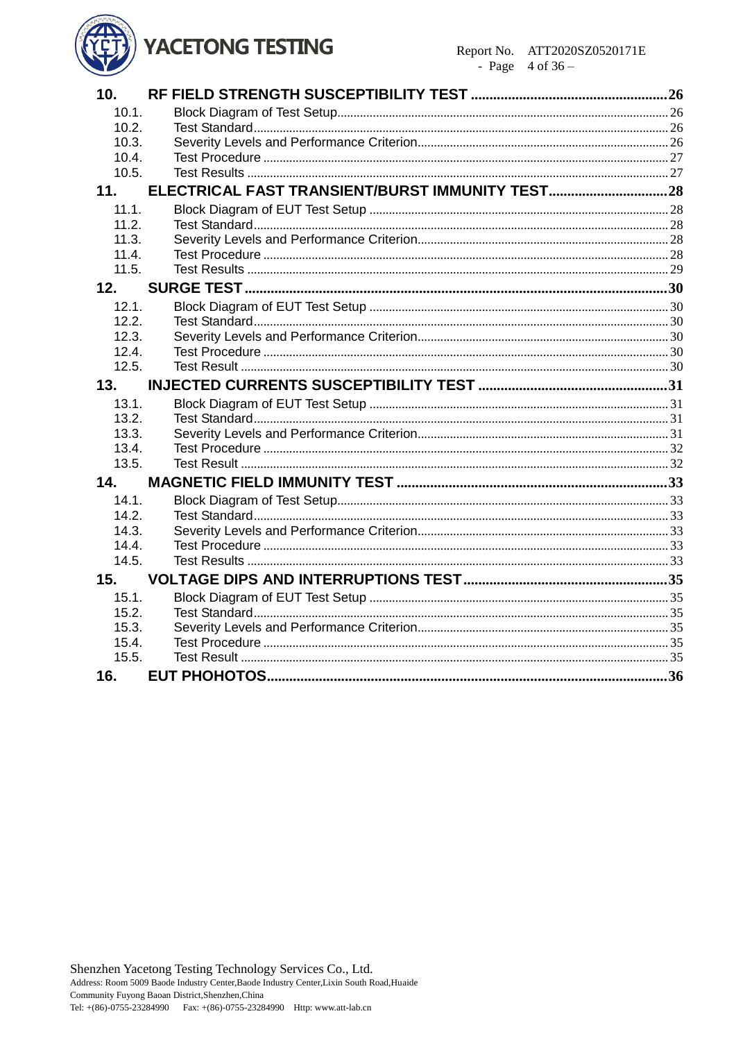| | | |
|---|---|---|
| **10.** | **RF FIELD STRENGTH SUSCEPTIBILITY TEST** | **26** |
| 10.1. | Block Diagram of Test Setup | 26 |
| 10.2. | Test Standard | 26 |
| 10.3. | Severity Levels and Performance Criterion | 26 |
| 10.4. | Test Procedure | 27 |
| 10.5. | Test Results | 27 |
| **11.** | **ELECTRICAL FAST TRANSIENT/BURST IMMUNITY TEST** | **28** |
| 11.1. | Block Diagram of EUT Test Setup | 28 |
| 11.2. | Test Standard | 28 |
| 11.3. | Severity Levels and Performance Criterion | 28 |
| 11.4. | Test Procedure | 28 |
| 11.5. | Test Results | 29 |
| **12.** | **SURGE TEST** | **30** |
| 12.1. | Block Diagram of EUT Test Setup | 30 |
| 12.2. | Test Standard | 30 |
| 12.3. | Severity Levels and Performance Criterion | 30 |
| 12.4. | Test Procedure | 30 |
| 12.5. | Test Result | 30 |
| **13.** | **INJECTED CURRENTS SUSCEPTIBILITY TEST** | **31** |
| 13.1. | Block Diagram of EUT Test Setup | 31 |
| 13.2. | Test Standard | 31 |
| 13.3. | Severity Levels and Performance Criterion | 31 |
| 13.4. | Test Procedure | 32 |
| 13.5. | Test Result | 32 |
| **14.** | **MAGNETIC FIELD IMMUNITY TEST** | **33** |
| 14.1. | Block Diagram of Test Setup | 33 |
| 14.2. | Test Standard | 33 |
| 14.3. | Severity Levels and Performance Criterion | 33 |
| 14.4. | Test Procedure | 33 |
| 14.5. | Test Results | 33 |
| **15.** | **VOLTAGE DIPS AND INTERRUPTIONS TEST** | **35** |
| 15.1. | Block Diagram of EUT Test Setup | 35 |
| 15.2. | Test Standard | 35 |
| 15.3. | Severity Levels and Performance Criterion | 35 |
| 15.4. | Test Procedure | 35 |
| 15.5. | Test Result | 35 |
| **16.** | **EUT PHOHOTOS** | **36** |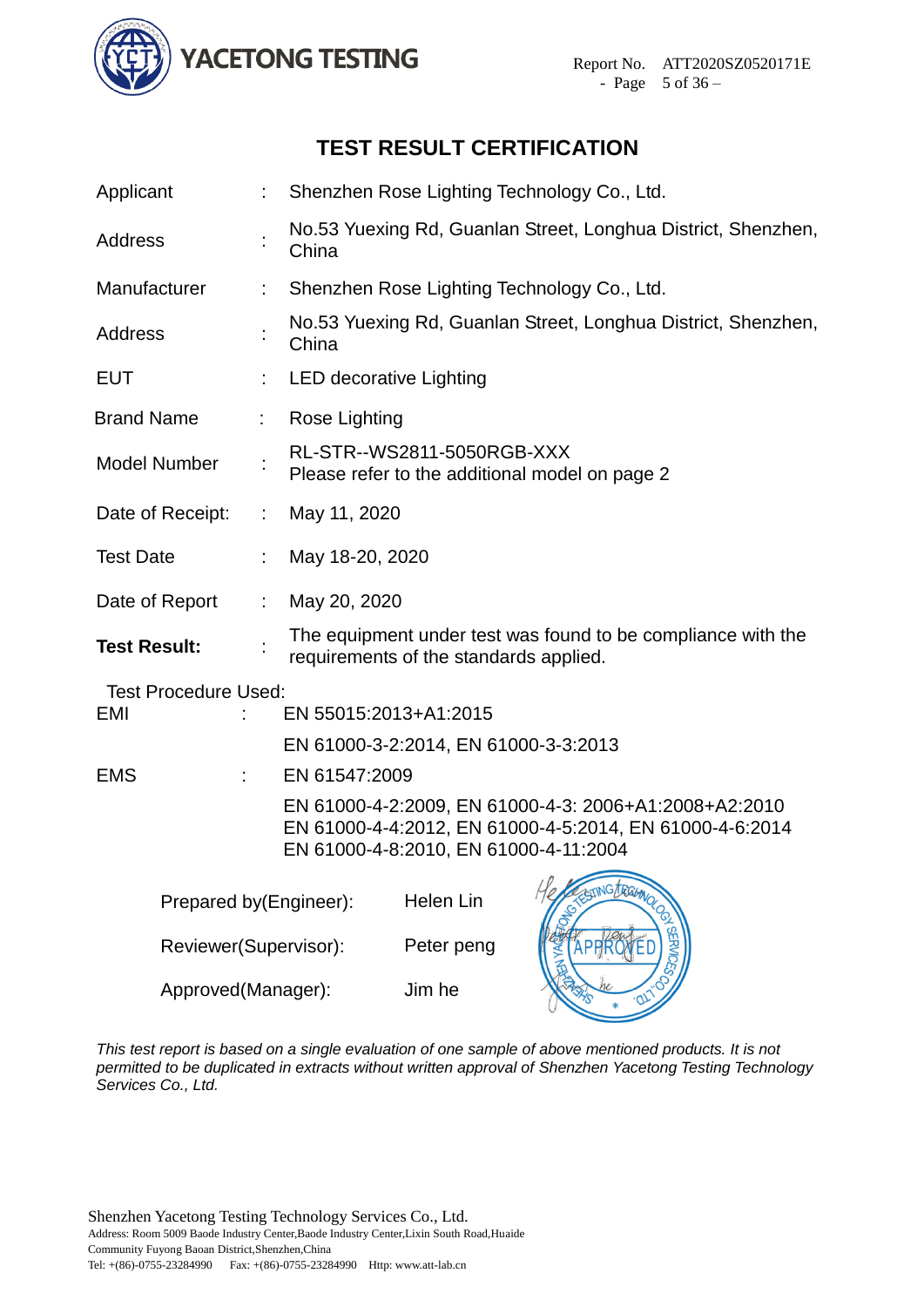# TEST RESULT CERTIFICATION

| | | |
|---|---|---|
| Applicant | : | Shenzhen Rose Lighting Technology Co., Ltd. |
| Address | : | No.53 Yuexing Rd, Guanlan Street, Longhua District, Shenzhen, China |
| Manufacturer | : | Shenzhen Rose Lighting Technology Co., Ltd. |
| Address | : | No.53 Yuexing Rd, Guanlan Street, Longhua District, Shenzhen, China |
| EUT | : | LED decorative Lighting |
| Brand Name | : | Rose Lighting |
| Model Number | : | RL-STR--WS2811-5050RGB-XXX<br>Please refer to the additional model on page 2 |
| Date of Receipt: | : | May 11, 2020 |
| Test Date | : | May 18-20, 2020 |
| Date of Report | : | May 20, 2020 |
| **Test Result:** | : | The equipment under test was found to be compliance with the requirements of the standards applied. |

Test Procedure Used:

| | | |
|---|---|---|
| EMI | : | EN 55015:2013+A1:2015 |
| | | EN 61000-3-2:2014, EN 61000-3-3:2013 |
| EMS | : | EN 61547:2009 |
| | | EN 61000-4-2:2009, EN 61000-4-3: 2006+A1:2008+A2:2010<br>EN 61000-4-4:2012, EN 61000-4-5:2014, EN 61000-4-6:2014<br>EN 61000-4-8:2010, EN 61000-4-11:2004 |

| | |
|---|---|
| Prepared by(Engineer): | Helen Lin |
| Reviewer(Supervisor): | Peter peng |
| Approved(Manager): | Jim he |

*This test report is based on a single evaluation of one sample of above mentioned products. It is not permitted to be duplicated in extracts without written approval of Shenzhen Yacetong Testing Technology Services Co., Ltd.*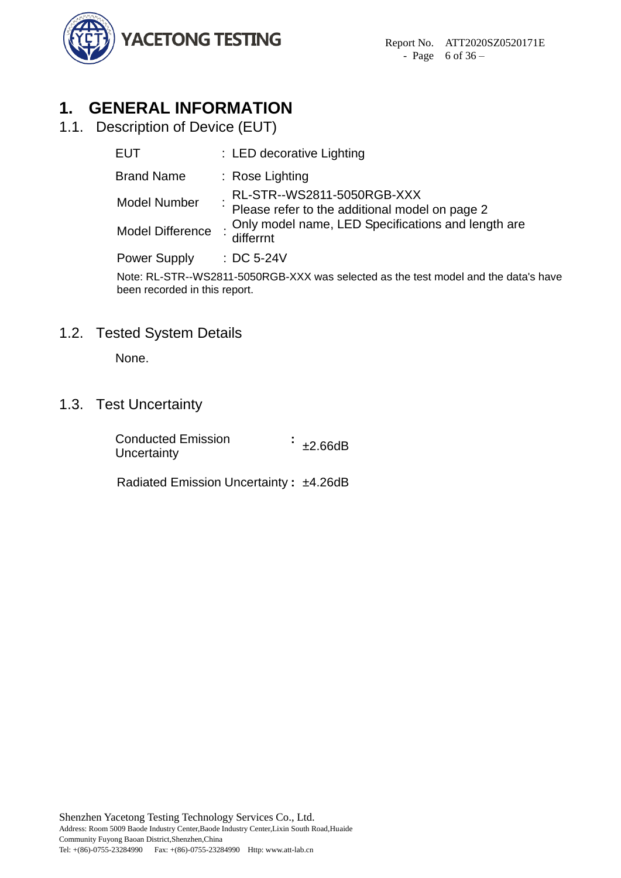# 1. GENERAL INFORMATION

## 1.1. Description of Device (EUT)

| | | |
|---|---|---|
| EUT | : | LED decorative Lighting |
| Brand Name | : | Rose Lighting |
| Model Number | : | RL-STR--WS2811-5050RGB-XXX<br>Please refer to the additional model on page 2 |
| Model Difference | : | Only model name, LED Specifications and length are differrnt |
| Power Supply | : | DC 5-24V |

Note: RL-STR--WS2811-5050RGB-XXX was selected as the test model and the data's have been recorded in this report.

## 1.2. Tested System Details

None.

## 1.3. Test Uncertainty

| | | |
|---|---|---|
| Conducted Emission Uncertainty | : | ±2.66dB |
| Radiated Emission Uncertainty | : | ±4.26dB |

Shenzhen Yacetong Testing Technology Services Co., Ltd.
Address: Room 5009 Baode Industry Center,Baode Industry Center,Lixin South Road,Huaide Community Fuyong Baoan District,Shenzhen,China
Tel: +(86)-0755-23284990 Fax: +(86)-0755-23284990 Http: www.att-lab.cn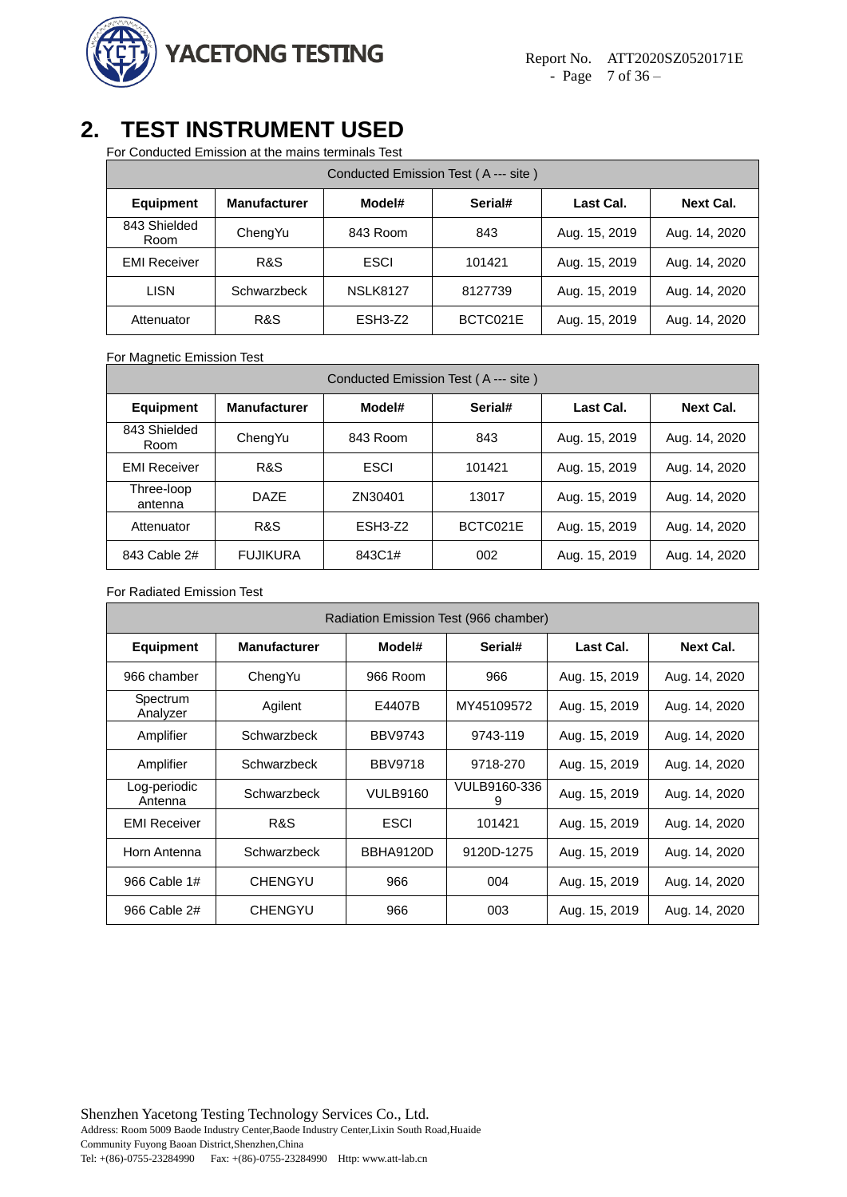# 2. TEST INSTRUMENT USED

For Conducted Emission at the mains terminals Test

| Conducted Emission Test ( A --- site ) | | | | | |
|---|---|---|---|---|---|
| **Equipment** | **Manufacturer** | **Model#** | **Serial#** | **Last Cal.** | **Next Cal.** |
| 843 Shielded Room | ChengYu | 843 Room | 843 | Aug. 15, 2019 | Aug. 14, 2020 |
| EMI Receiver | R&S | ESCI | 101421 | Aug. 15, 2019 | Aug. 14, 2020 |
| LISN | Schwarzbeck | NSLK8127 | 8127739 | Aug. 15, 2019 | Aug. 14, 2020 |
| Attenuator | R&S | ESH3-Z2 | BCTC021E | Aug. 15, 2019 | Aug. 14, 2020 |

For Magnetic Emission Test

| Conducted Emission Test ( A --- site ) | | | | | |
|---|---|---|---|---|---|
| **Equipment** | **Manufacturer** | **Model#** | **Serial#** | **Last Cal.** | **Next Cal.** |
| 843 Shielded Room | ChengYu | 843 Room | 843 | Aug. 15, 2019 | Aug. 14, 2020 |
| EMI Receiver | R&S | ESCI | 101421 | Aug. 15, 2019 | Aug. 14, 2020 |
| Three-loop antenna | DAZE | ZN30401 | 13017 | Aug. 15, 2019 | Aug. 14, 2020 |
| Attenuator | R&S | ESH3-Z2 | BCTC021E | Aug. 15, 2019 | Aug. 14, 2020 |
| 843 Cable 2# | FUJIKURA | 843C1# | 002 | Aug. 15, 2019 | Aug. 14, 2020 |

For Radiated Emission Test

| Radiation Emission Test (966 chamber) | | | | | |
|---|---|---|---|---|---|
| **Equipment** | **Manufacturer** | **Model#** | **Serial#** | **Last Cal.** | **Next Cal.** |
| 966 chamber | ChengYu | 966 Room | 966 | Aug. 15, 2019 | Aug. 14, 2020 |
| Spectrum Analyzer | Agilent | E4407B | MY45109572 | Aug. 15, 2019 | Aug. 14, 2020 |
| Amplifier | Schwarzbeck | BBV9743 | 9743-119 | Aug. 15, 2019 | Aug. 14, 2020 |
| Amplifier | Schwarzbeck | BBV9718 | 9718-270 | Aug. 15, 2019 | Aug. 14, 2020 |
| Log-periodic Antenna | Schwarzbeck | VULB9160 | VULB9160-3369 | Aug. 15, 2019 | Aug. 14, 2020 |
| EMI Receiver | R&S | ESCI | 101421 | Aug. 15, 2019 | Aug. 14, 2020 |
| Horn Antenna | Schwarzbeck | BBHA9120D | 9120D-1275 | Aug. 15, 2019 | Aug. 14, 2020 |
| 966 Cable 1# | CHENGYU | 966 | 004 | Aug. 15, 2019 | Aug. 14, 2020 |
| 966 Cable 2# | CHENGYU | 966 | 003 | Aug. 15, 2019 | Aug. 14, 2020 |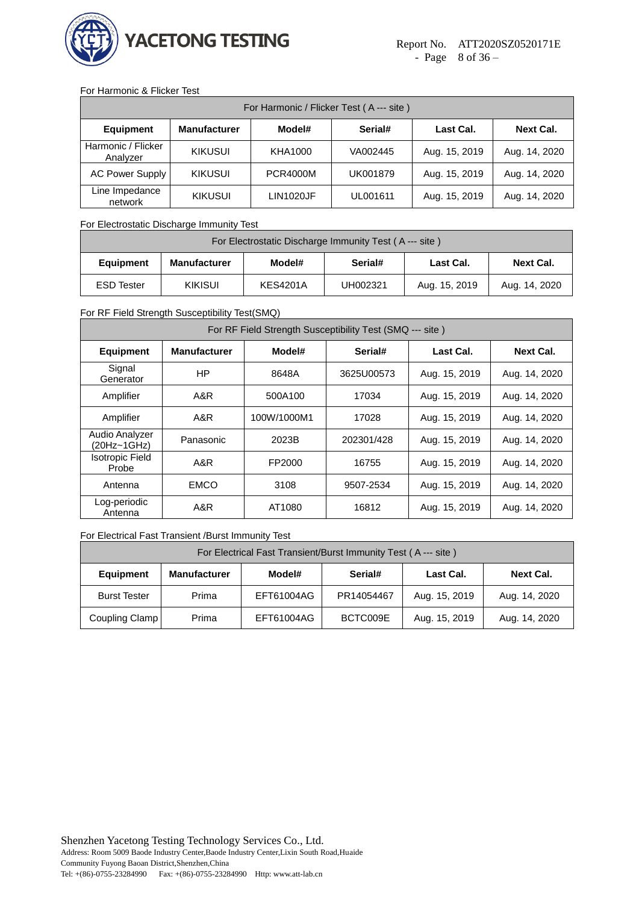For Harmonic & Flicker Test

| For Harmonic / Flicker Test ( A --- site ) | | | | | |
|---|---|---|---|---|---|
| **Equipment** | **Manufacturer** | **Model#** | **Serial#** | **Last Cal.** | **Next Cal.** |
| Harmonic / Flicker Analyzer | KIKUSUI | KHA1000 | VA002445 | Aug. 15, 2019 | Aug. 14, 2020 |
| AC Power Supply | KIKUSUI | PCR4000M | UK001879 | Aug. 15, 2019 | Aug. 14, 2020 |
| Line Impedance network | KIKUSUI | LIN1020JF | UL001611 | Aug. 15, 2019 | Aug. 14, 2020 |

For Electrostatic Discharge Immunity Test

| For Electrostatic Discharge Immunity Test ( A --- site ) | | | | | |
|---|---|---|---|---|---|
| **Equipment** | **Manufacturer** | **Model#** | **Serial#** | **Last Cal.** | **Next Cal.** |
| ESD Tester | KIKISUI | KES4201A | UH002321 | Aug. 15, 2019 | Aug. 14, 2020 |

For RF Field Strength Susceptibility Test(SMQ)

| For RF Field Strength Susceptibility Test (SMQ --- site ) | | | | | |
|---|---|---|---|---|---|
| **Equipment** | **Manufacturer** | **Model#** | **Serial#** | **Last Cal.** | **Next Cal.** |
| Signal Generator | HP | 8648A | 3625U00573 | Aug. 15, 2019 | Aug. 14, 2020 |
| Amplifier | A&R | 500A100 | 17034 | Aug. 15, 2019 | Aug. 14, 2020 |
| Amplifier | A&R | 100W/1000M1 | 17028 | Aug. 15, 2019 | Aug. 14, 2020 |
| Audio Analyzer (20Hz~1GHz) | Panasonic | 2023B | 202301/428 | Aug. 15, 2019 | Aug. 14, 2020 |
| Isotropic Field Probe | A&R | FP2000 | 16755 | Aug. 15, 2019 | Aug. 14, 2020 |
| Antenna | EMCO | 3108 | 9507-2534 | Aug. 15, 2019 | Aug. 14, 2020 |
| Log-periodic Antenna | A&R | AT1080 | 16812 | Aug. 15, 2019 | Aug. 14, 2020 |

For Electrical Fast Transient /Burst Immunity Test

| For Electrical Fast Transient/Burst Immunity Test ( A --- site ) | | | | | |
|---|---|---|---|---|---|
| **Equipment** | **Manufacturer** | **Model#** | **Serial#** | **Last Cal.** | **Next Cal.** |
| Burst Tester | Prima | EFT61004AG | PR14054467 | Aug. 15, 2019 | Aug. 14, 2020 |
| Coupling Clamp | Prima | EFT61004AG | BCTC009E | Aug. 15, 2019 | Aug. 14, 2020 |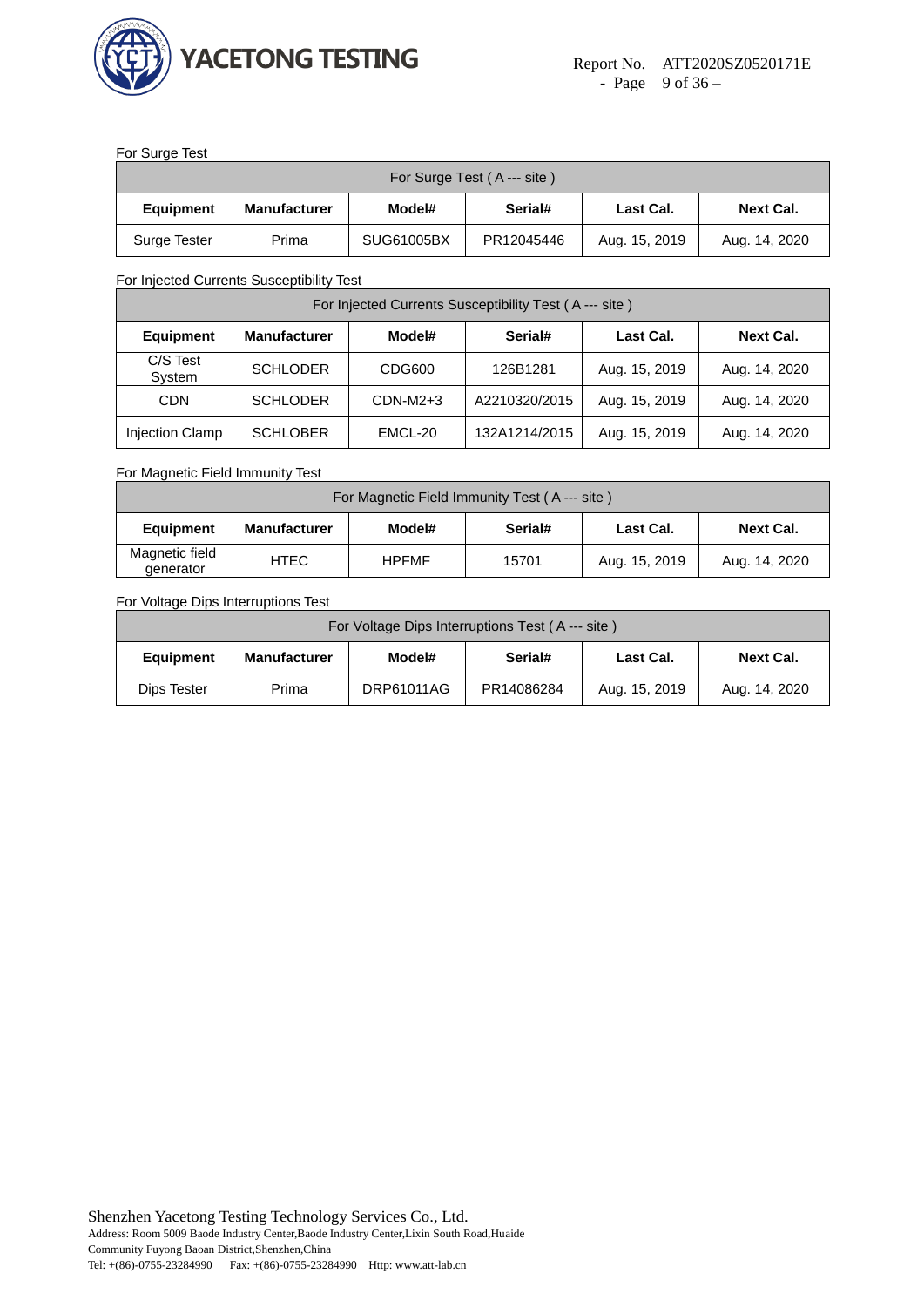For Surge Test

| For Surge Test ( A --- site ) | | | | | |
|---|---|---|---|---|---|
| **Equipment** | **Manufacturer** | **Model#** | **Serial#** | **Last Cal.** | **Next Cal.** |
| Surge Tester | Prima | SUG61005BX | PR12045446 | Aug. 15, 2019 | Aug. 14, 2020 |

For Injected Currents Susceptibility Test

| For Injected Currents Susceptibility Test ( A --- site ) | | | | | |
|---|---|---|---|---|---|
| **Equipment** | **Manufacturer** | **Model#** | **Serial#** | **Last Cal.** | **Next Cal.** |
| C/S Test System | SCHLODER | CDG600 | 126B1281 | Aug. 15, 2019 | Aug. 14, 2020 |
| CDN | SCHLODER | CDN-M2+3 | A2210320/2015 | Aug. 15, 2019 | Aug. 14, 2020 |
| Injection Clamp | SCHLOBER | EMCL-20 | 132A1214/2015 | Aug. 15, 2019 | Aug. 14, 2020 |

For Magnetic Field Immunity Test

| For Magnetic Field Immunity Test ( A --- site ) | | | | | |
|---|---|---|---|---|---|
| **Equipment** | **Manufacturer** | **Model#** | **Serial#** | **Last Cal.** | **Next Cal.** |
| Magnetic field generator | HTEC | HPFMF | 15701 | Aug. 15, 2019 | Aug. 14, 2020 |

For Voltage Dips Interruptions Test

| For Voltage Dips Interruptions Test ( A --- site ) | | | | | |
|---|---|---|---|---|---|
| **Equipment** | **Manufacturer** | **Model#** | **Serial#** | **Last Cal.** | **Next Cal.** |
| Dips Tester | Prima | DRP61011AG | PR14086284 | Aug. 15, 2019 | Aug. 14, 2020 |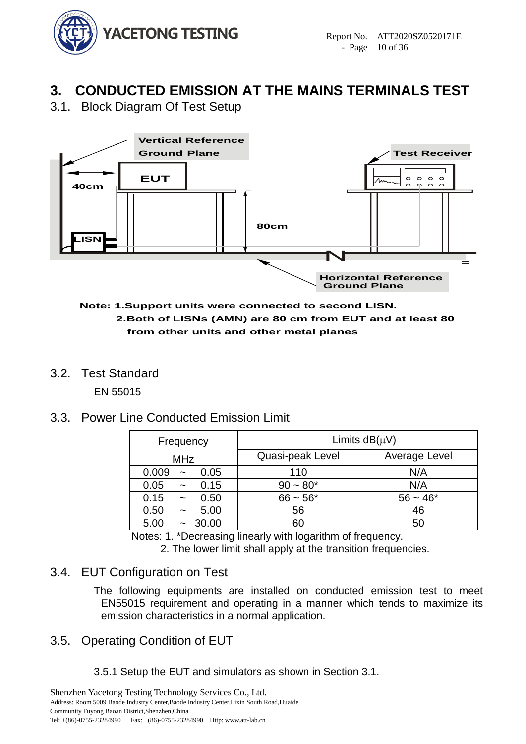# 3. CONDUCTED EMISSION AT THE MAINS TERMINALS TEST

## 3.1. Block Diagram Of Test Setup

Vertical Reference Ground Plane

Test Receiver

EUT

40cm

80cm

LISN

Horizontal Reference Ground Plane

**Note: 1.Support units were connected to second LISN.**

**2.Both of LISNs (AMN) are 80 cm from EUT and at least 80 from other units and other metal planes**

## 3.2. Test Standard

EN 55015

## 3.3. Power Line Conducted Emission Limit

| Frequency MHz | Limits dB(μV) | |
|---|---|---|
| | Quasi-peak Level | Average Level |
| 0.009 ~ 0.05 | 110 | N/A |
| 0.05 ~ 0.15 | 90 ~ 80* | N/A |
| 0.15 ~ 0.50 | 66 ~ 56* | 56 ~ 46* |
| 0.50 ~ 5.00 | 56 | 46 |
| 5.00 ~ 30.00 | 60 | 50 |

Notes: 1. *Decreasing linearly with logarithm of frequency.

2. The lower limit shall apply at the transition frequencies.

## 3.4. EUT Configuration on Test

The following equipments are installed on conducted emission test to meet EN55015 requirement and operating in a manner which tends to maximize its emission characteristics in a normal application.

## 3.5. Operating Condition of EUT

3.5.1 Setup the EUT and simulators as shown in Section 3.1.

Shenzhen Yacetong Testing Technology Services Co., Ltd.
Address: Room 5009 Baode Industry Center,Baode Industry Center,Lixin South Road,Huaide Community Fuyong Baoan District,Shenzhen,China
Tel: +(86)-0755-23284990 Fax: +(86)-0755-23284990 Http: www.att-lab.cn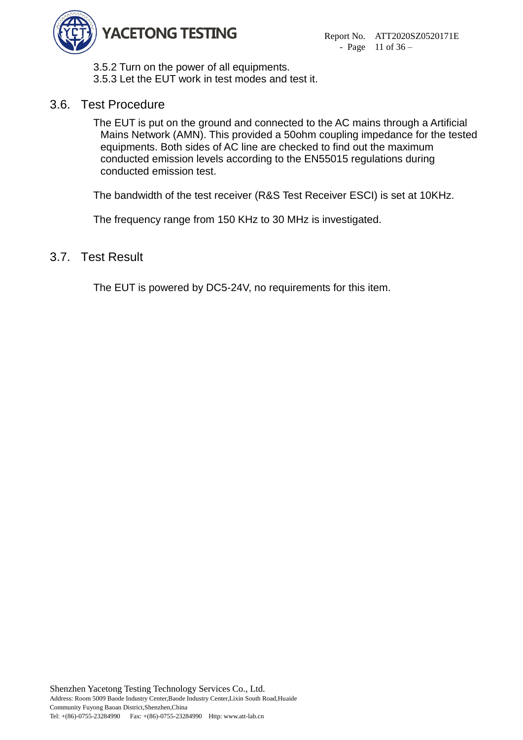3.5.2 Turn on the power of all equipments.

3.5.3 Let the EUT work in test modes and test it.

## 3.6. Test Procedure

The EUT is put on the ground and connected to the AC mains through a Artificial Mains Network (AMN). This provided a 50ohm coupling impedance for the tested equipments. Both sides of AC line are checked to find out the maximum conducted emission levels according to the EN55015 regulations during conducted emission test.

The bandwidth of the test receiver (R&S Test Receiver ESCI) is set at 10KHz.

The frequency range from 150 KHz to 30 MHz is investigated.

## 3.7. Test Result

The EUT is powered by DC5-24V, no requirements for this item.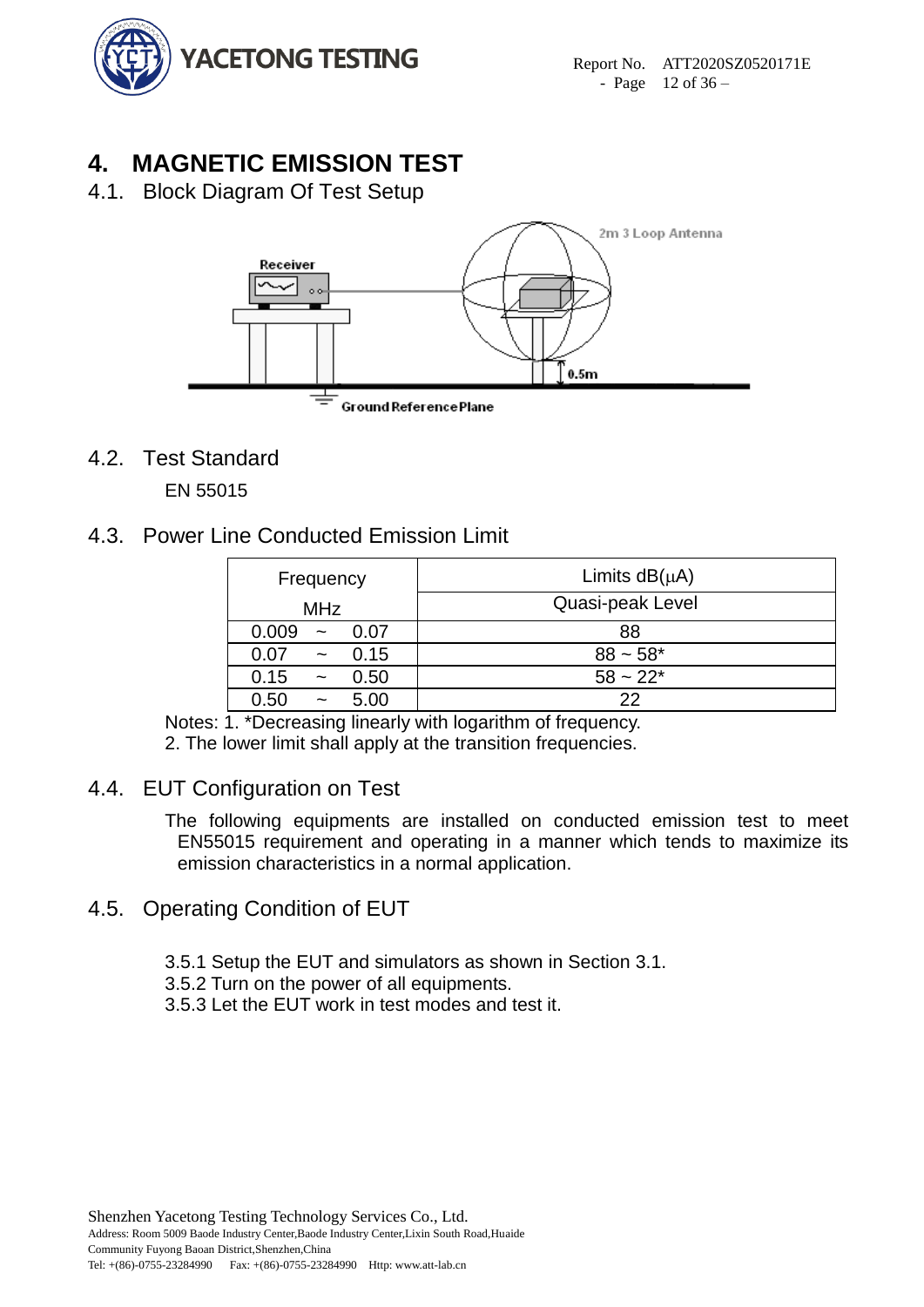# 4. MAGNETIC EMISSION TEST

## 4.1. Block Diagram Of Test Setup

## 4.2. Test Standard

EN 55015

## 4.3. Power Line Conducted Emission Limit

| Frequency MHz | Limits dB(μA) Quasi-peak Level |
|---|---|
| 0.009 ~ 0.07 | 88 |
| 0.07 ~ 0.15 | 88 ~ 58* |
| 0.15 ~ 0.50 | 58 ~ 22* |
| 0.50 ~ 5.00 | 22 |

Notes: 1. *Decreasing linearly with logarithm of frequency.
2. The lower limit shall apply at the transition frequencies.

## 4.4. EUT Configuration on Test

The following equipments are installed on conducted emission test to meet EN55015 requirement and operating in a manner which tends to maximize its emission characteristics in a normal application.

## 4.5. Operating Condition of EUT

3.5.1 Setup the EUT and simulators as shown in Section 3.1.
3.5.2 Turn on the power of all equipments.
3.5.3 Let the EUT work in test modes and test it.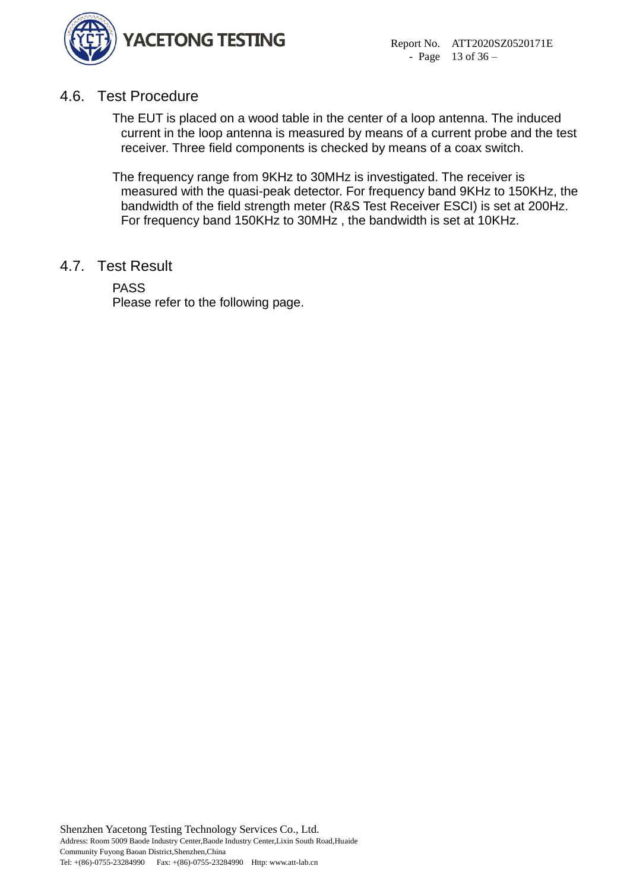## 4.6. Test Procedure

The EUT is placed on a wood table in the center of a loop antenna. The induced current in the loop antenna is measured by means of a current probe and the test receiver. Three field components is checked by means of a coax switch.

The frequency range from 9KHz to 30MHz is investigated. The receiver is measured with the quasi-peak detector. For frequency band 9KHz to 150KHz, the bandwidth of the field strength meter (R&S Test Receiver ESCI) is set at 200Hz. For frequency band 150KHz to 30MHz , the bandwidth is set at 10KHz.

## 4.7. Test Result

PASS

Please refer to the following page.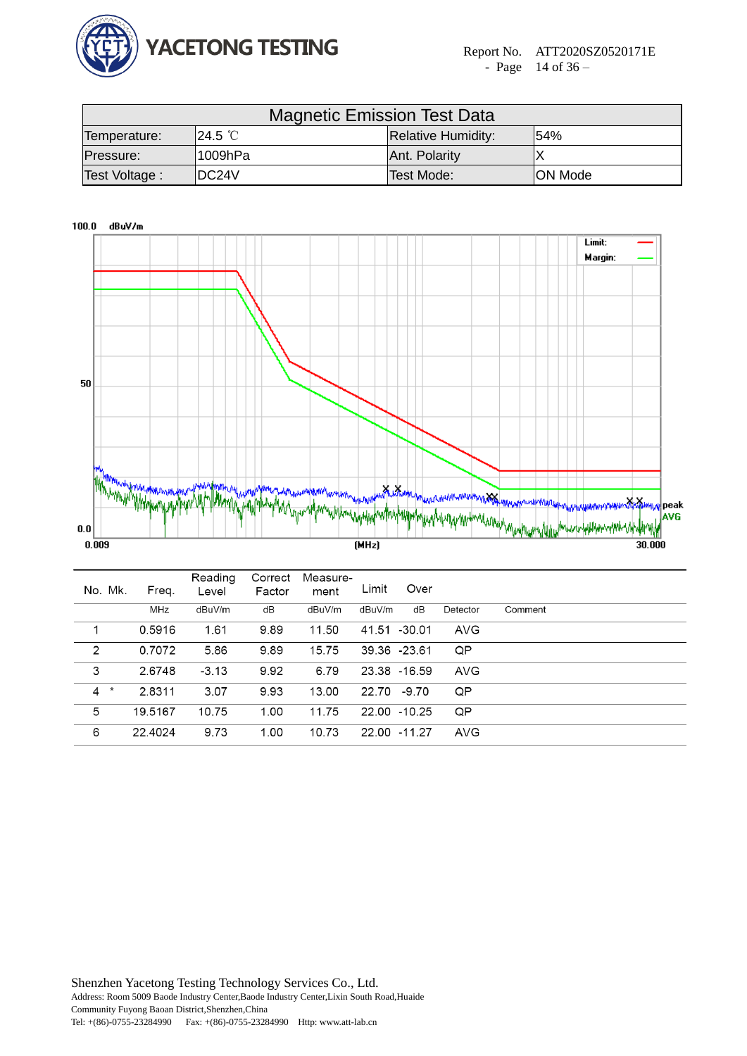| Magnetic Emission Test Data | | | |
|---|---|---|---|
| Temperature: | 24.5 ℃ | Relative Humidity: | 54% |
| Pressure: | 1009hPa | Ant. Polarity | X |
| Test Voltage : | DC24V | Test Mode: | ON Mode |

100.0 dBuV/m

Limit:
Margin:

50

0.0

0.009 (MHz) 30.000

peak
AVG

| No. | Mk. | Freq. | Reading Level | Correct Factor | Measure-ment | Limit | Over | Detector | Comment |
|---|---|---|---|---|---|---|---|---|---|
| | | MHz | dBuV/m | dB | dBuV/m | dBuV/m | dB | Detector | Comment |
| 1 | | 0.5916 | 1.61 | 9.89 | 11.50 | 41.51 | -30.01 | AVG | |
| 2 | | 0.7072 | 5.86 | 9.89 | 15.75 | 39.36 | -23.61 | QP | |
| 3 | | 2.6748 | -3.13 | 9.92 | 6.79 | 23.38 | -16.59 | AVG | |
| 4 | * | 2.8311 | 3.07 | 9.93 | 13.00 | 22.70 | -9.70 | QP | |
| 5 | | 19.5167 | 10.75 | 1.00 | 11.75 | 22.00 | -10.25 | QP | |
| 6 | | 22.4024 | 9.73 | 1.00 | 10.73 | 22.00 | -11.27 | AVG | |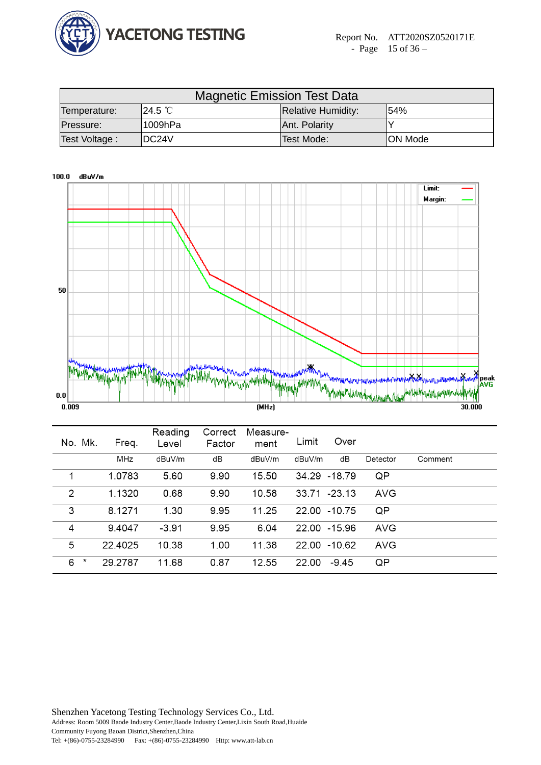| Magnetic Emission Test Data | | | |
|---|---|---|---|
| Temperature: | 24.5 ℃ | Relative Humidity: | 54% |
| Pressure: | 1009hPa | Ant. Polarity | Y |
| Test Voltage : | DC24V | Test Mode: | ON Mode |

100.0 dBuV/m

Limit:
Margin:

50

0.0

0.009 (MHz) 30.000

peak
AVG

| No. | Mk. | Freq. | Reading Level | Correct Factor | Measure-ment | Limit | Over | Detector | Comment |
|---|---|---|---|---|---|---|---|---|---|
| | | MHz | dBuV/m | dB | dBuV/m | dBuV/m | dB | Detector | Comment |
| 1 | | 1.0783 | 5.60 | 9.90 | 15.50 | 34.29 | -18.79 | QP | |
| 2 | | 1.1320 | 0.68 | 9.90 | 10.58 | 33.71 | -23.13 | AVG | |
| 3 | | 8.1271 | 1.30 | 9.95 | 11.25 | 22.00 | -10.75 | QP | |
| 4 | | 9.4047 | -3.91 | 9.95 | 6.04 | 22.00 | -15.96 | AVG | |
| 5 | | 22.4025 | 10.38 | 1.00 | 11.38 | 22.00 | -10.62 | AVG | |
| 6 | * | 29.2787 | 11.68 | 0.87 | 12.55 | 22.00 | -9.45 | QP | |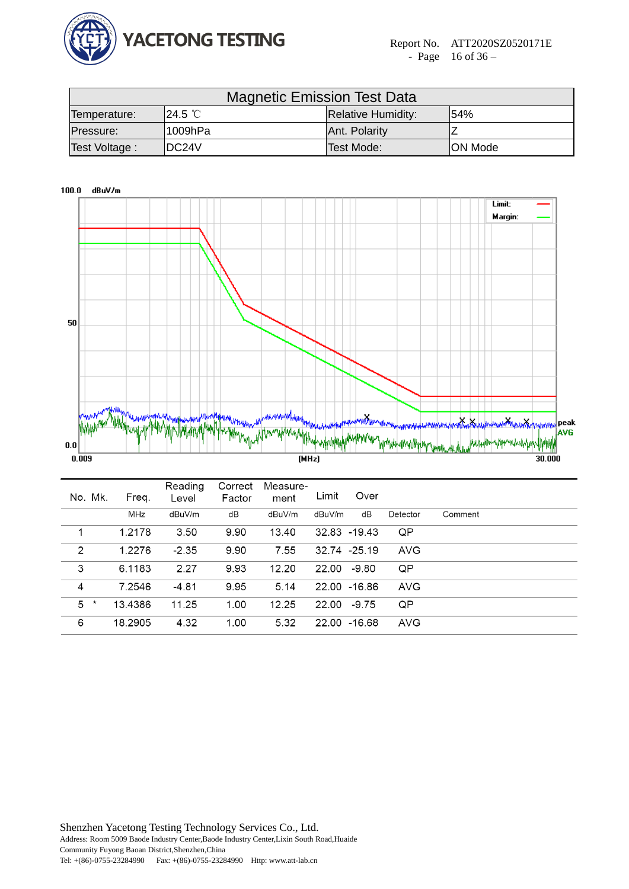| Magnetic Emission Test Data | | | |
|---|---|---|---|
| Temperature: | 24.5 ℃ | Relative Humidity: | 54% |
| Pressure: | 1009hPa | Ant. Polarity | Z |
| Test Voltage : | DC24V | Test Mode: | ON Mode |

| No. | Mk. | Freq. | Reading Level | Correct Factor | Measure-ment | Limit | Over | Detector | Comment |
|---|---|---|---|---|---|---|---|---|---|
| | | MHz | dBuV/m | dB | dBuV/m | dBuV/m | dB | Detector | Comment |
| 1 | | 1.2178 | 3.50 | 9.90 | 13.40 | 32.83 | -19.43 | QP | |
| 2 | | 1.2276 | -2.35 | 9.90 | 7.55 | 32.74 | -25.19 | AVG | |
| 3 | | 6.1183 | 2.27 | 9.93 | 12.20 | 22.00 | -9.80 | QP | |
| 4 | | 7.2546 | -4.81 | 9.95 | 5.14 | 22.00 | -16.86 | AVG | |
| 5 | * | 13.4386 | 11.25 | 1.00 | 12.25 | 22.00 | -9.75 | QP | |
| 6 | | 18.2905 | 4.32 | 1.00 | 5.32 | 22.00 | -16.68 | AVG | |

Shenzhen Yacetong Testing Technology Services Co., Ltd.
Address: Room 5009 Baode Industry Center,Baode Industry Center,Lixin South Road,Huaide Community Fuyong Baoan District,Shenzhen,China
Tel: +(86)-0755-23284990 Fax: +(86)-0755-23284990 Http: www.att-lab.cn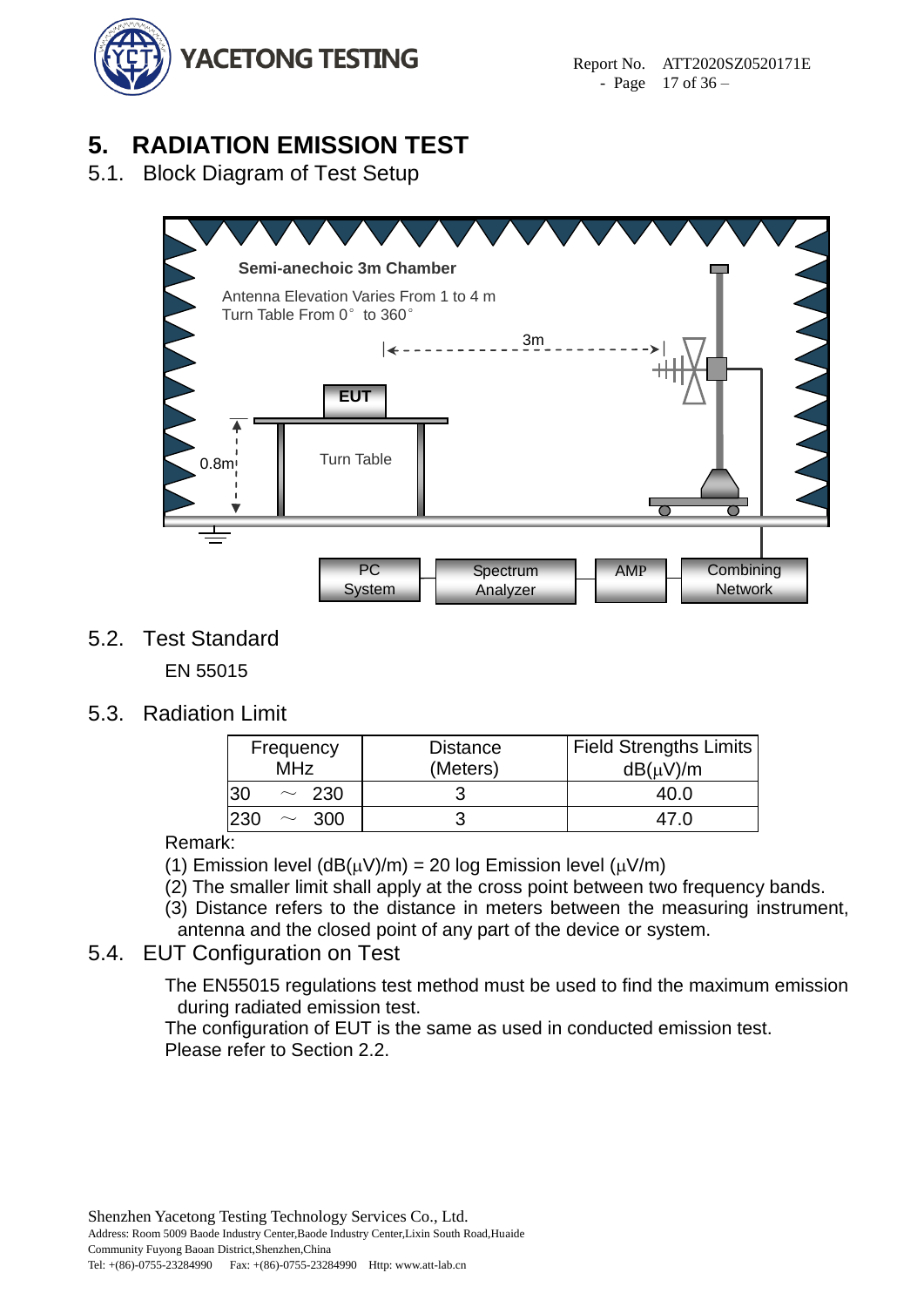# 5. RADIATION EMISSION TEST

## 5.1. Block Diagram of Test Setup

Semi-anechoic 3m Chamber

Antenna Elevation Varies From 1 to 4 m
Turn Table From 0° to 360°

3m

EUT

0.8m

Turn Table

PC System

Spectrum Analyzer

AMP

Combining Network

## 5.2. Test Standard

EN 55015

## 5.3. Radiation Limit

| Frequency MHz | Distance (Meters) | Field Strengths Limits dB(μV)/m |
|---|---|---|
| 30 ～ 230 | 3 | 40.0 |
| 230 ～ 300 | 3 | 47.0 |

Remark:

(1) Emission level (dB(μV)/m) = 20 log Emission level (μV/m)

(2) The smaller limit shall apply at the cross point between two frequency bands.

(3) Distance refers to the distance in meters between the measuring instrument, antenna and the closed point of any part of the device or system.

## 5.4. EUT Configuration on Test

The EN55015 regulations test method must be used to find the maximum emission during radiated emission test.

The configuration of EUT is the same as used in conducted emission test.

Please refer to Section 2.2.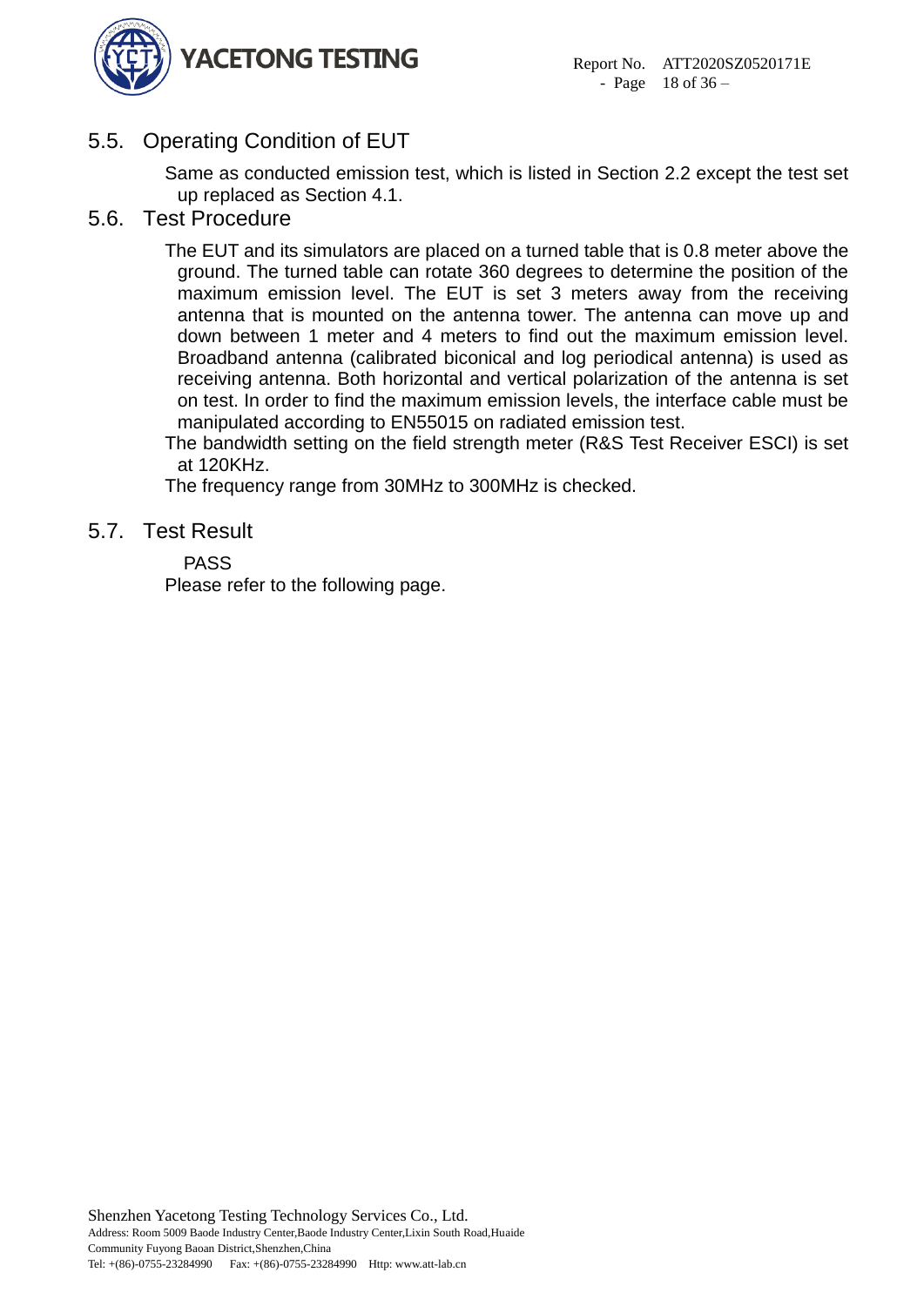## 5.5. Operating Condition of EUT

Same as conducted emission test, which is listed in Section 2.2 except the test set up replaced as Section 4.1.

## 5.6. Test Procedure

The EUT and its simulators are placed on a turned table that is 0.8 meter above the ground. The turned table can rotate 360 degrees to determine the position of the maximum emission level. The EUT is set 3 meters away from the receiving antenna that is mounted on the antenna tower. The antenna can move up and down between 1 meter and 4 meters to find out the maximum emission level. Broadband antenna (calibrated biconical and log periodical antenna) is used as receiving antenna. Both horizontal and vertical polarization of the antenna is set on test. In order to find the maximum emission levels, the interface cable must be manipulated according to EN55015 on radiated emission test.

The bandwidth setting on the field strength meter (R&S Test Receiver ESCI) is set at 120KHz.

The frequency range from 30MHz to 300MHz is checked.

## 5.7. Test Result

PASS

Please refer to the following page.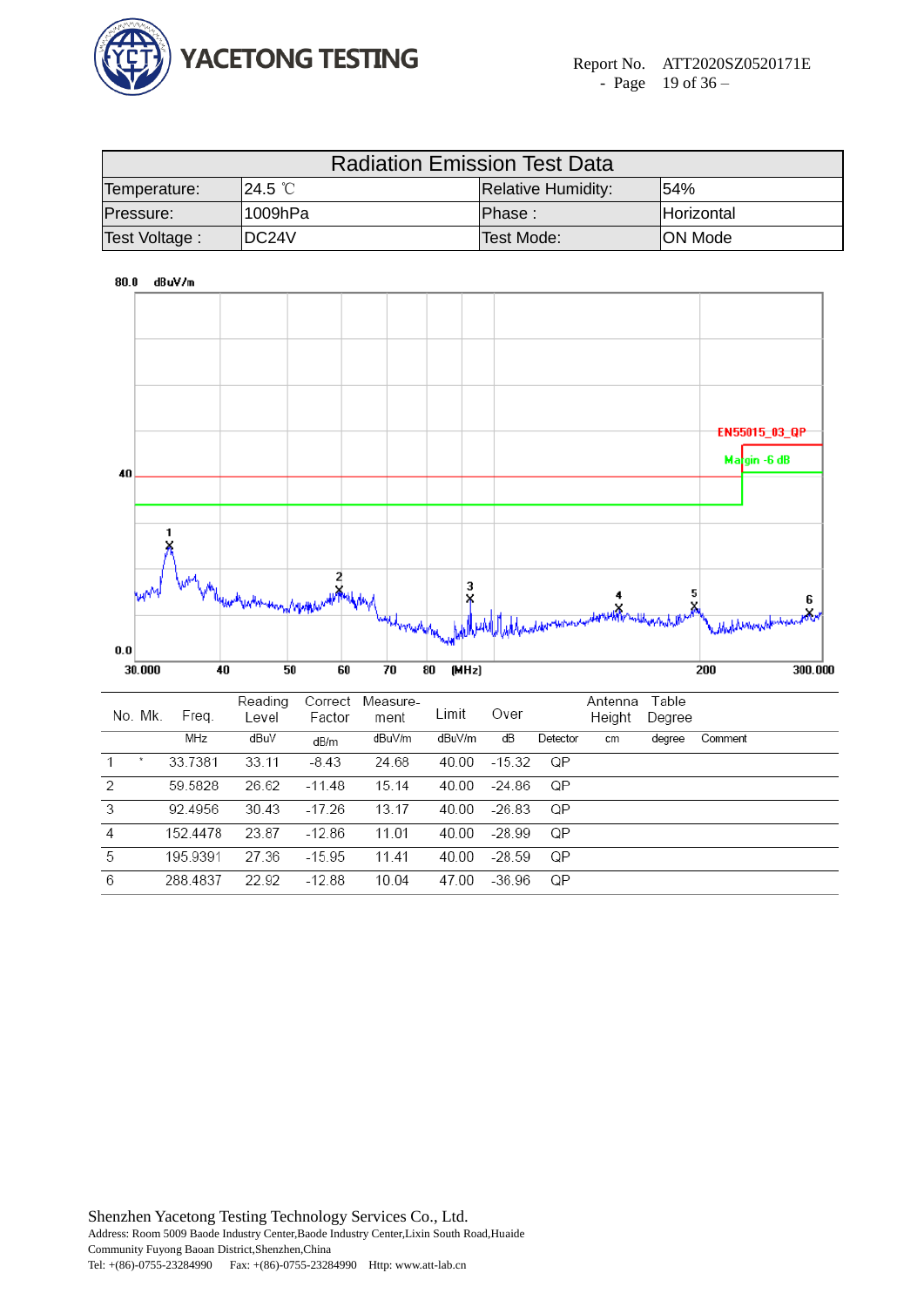| Radiation Emission Test Data | | | |
|---|---|---|---|
| Temperature: | 24.5 ℃ | Relative Humidity: | 54% |
| Pressure: | 1009hPa | Phase : | Horizontal |
| Test Voltage : | DC24V | Test Mode: | ON Mode |

80.0 dBuV/m

EN55015_03_QP

Margin -6 dB

40

0.0

30.000 40 50 60 70 80 (MHz) 200 300.000

| No. | Mk. | Freq. | Reading Level | Correct Factor | Measure-ment | Limit | Over | Detector | Antenna Height | Table Degree | Comment |
|---|---|---|---|---|---|---|---|---|---|---|---|
| | | MHz | dBuV | dB/m | dBuV/m | dBuV/m | dB | Detector | cm | degree | Comment |
| 1 | * | 33.7381 | 33.11 | -8.43 | 24.68 | 40.00 | -15.32 | QP | | | |
| 2 | | 59.5828 | 26.62 | -11.48 | 15.14 | 40.00 | -24.86 | QP | | | |
| 3 | | 92.4956 | 30.43 | -17.26 | 13.17 | 40.00 | -26.83 | QP | | | |
| 4 | | 152.4478 | 23.87 | -12.86 | 11.01 | 40.00 | -28.99 | QP | | | |
| 5 | | 195.9391 | 27.36 | -15.95 | 11.41 | 40.00 | -28.59 | QP | | | |
| 6 | | 288.4837 | 22.92 | -12.88 | 10.04 | 47.00 | -36.96 | QP | | | |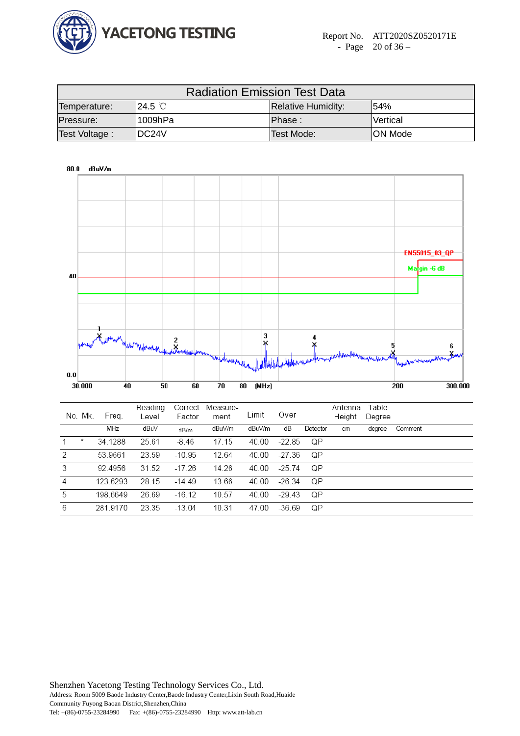| Radiation Emission Test Data | | | |
|---|---|---|---|
| Temperature: | 24.5 ℃ | Relative Humidity: | 54% |
| Pressure: | 1009hPa | Phase : | Vertical |
| Test Voltage : | DC24V | Test Mode: | ON Mode |

80.0 dBuV/m

EN55015_03_QP

Margin -6 dB

40

0.0

30.000 40 50 60 70 80 (MHz) 200 300.000

| No. | Mk. | Freq. | Reading Level | Correct Factor | Measure-ment | Limit | Over | | Antenna Height | Table Degree | |
|---|---|---|---|---|---|---|---|---|---|---|---|
| | | MHz | dBuV | dB/m | dBuV/m | dBuV/m | dB | Detector | cm | degree | Comment |
| 1 | * | 34.1288 | 25.61 | -8.46 | 17.15 | 40.00 | -22.85 | QP | | | |
| 2 | | 53.9661 | 23.59 | -10.95 | 12.64 | 40.00 | -27.36 | QP | | | |
| 3 | | 92.4956 | 31.52 | -17.26 | 14.26 | 40.00 | -25.74 | QP | | | |
| 4 | | 123.6293 | 28.15 | -14.49 | 13.66 | 40.00 | -26.34 | QP | | | |
| 5 | | 198.6649 | 26.69 | -16.12 | 10.57 | 40.00 | -29.43 | QP | | | |
| 6 | | 281.9170 | 23.35 | -13.04 | 10.31 | 47.00 | -36.69 | QP | | | |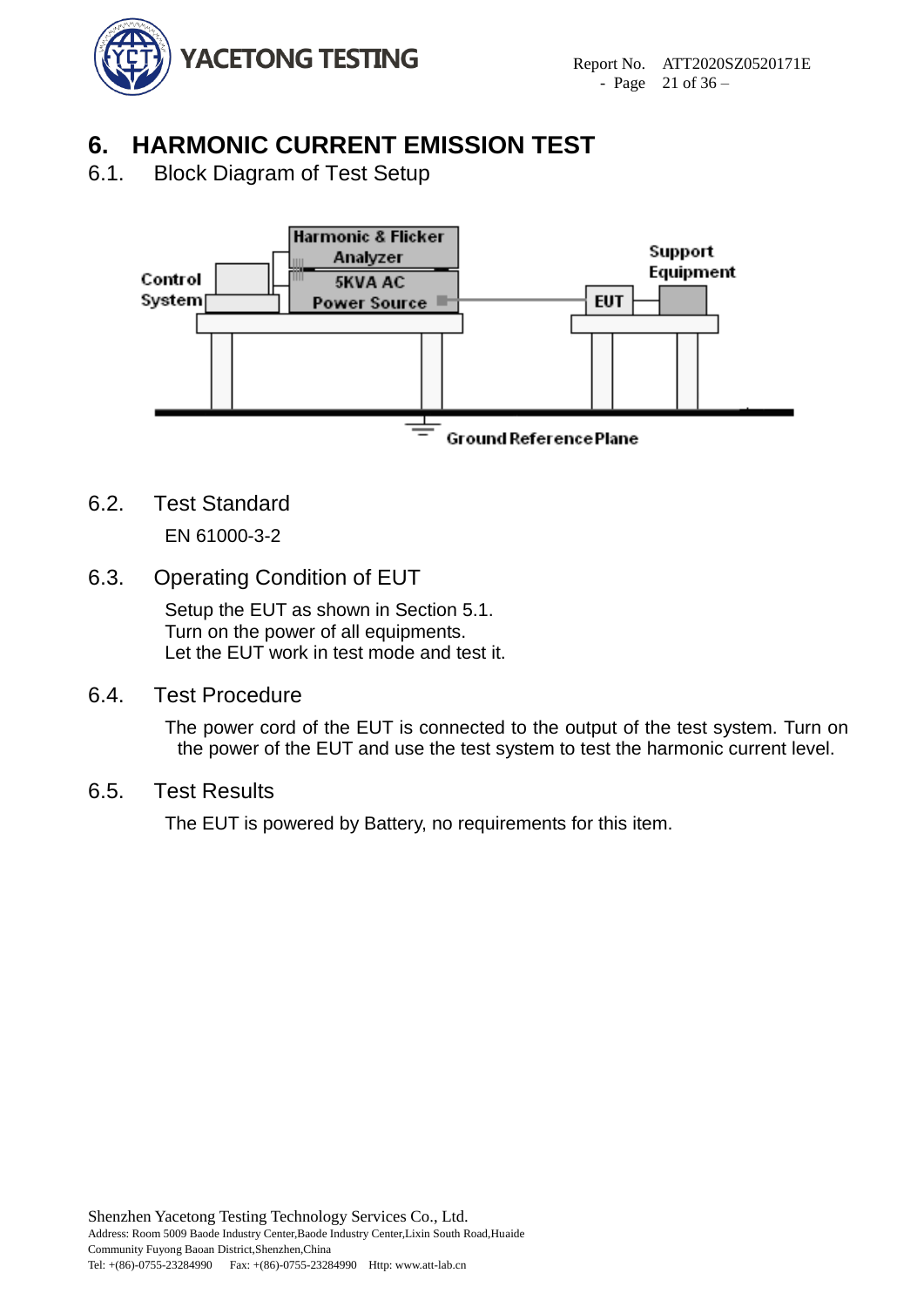# 6. HARMONIC CURRENT EMISSION TEST

## 6.1. Block Diagram of Test Setup

Harmonic & Flicker Analyzer

5KVA AC Power Source

Control System

Support Equipment

EUT

Ground Reference Plane

## 6.2. Test Standard

EN 61000-3-2

## 6.3. Operating Condition of EUT

Setup the EUT as shown in Section 5.1.
Turn on the power of all equipments.
Let the EUT work in test mode and test it.

## 6.4. Test Procedure

The power cord of the EUT is connected to the output of the test system. Turn on the power of the EUT and use the test system to test the harmonic current level.

## 6.5. Test Results

The EUT is powered by Battery, no requirements for this item.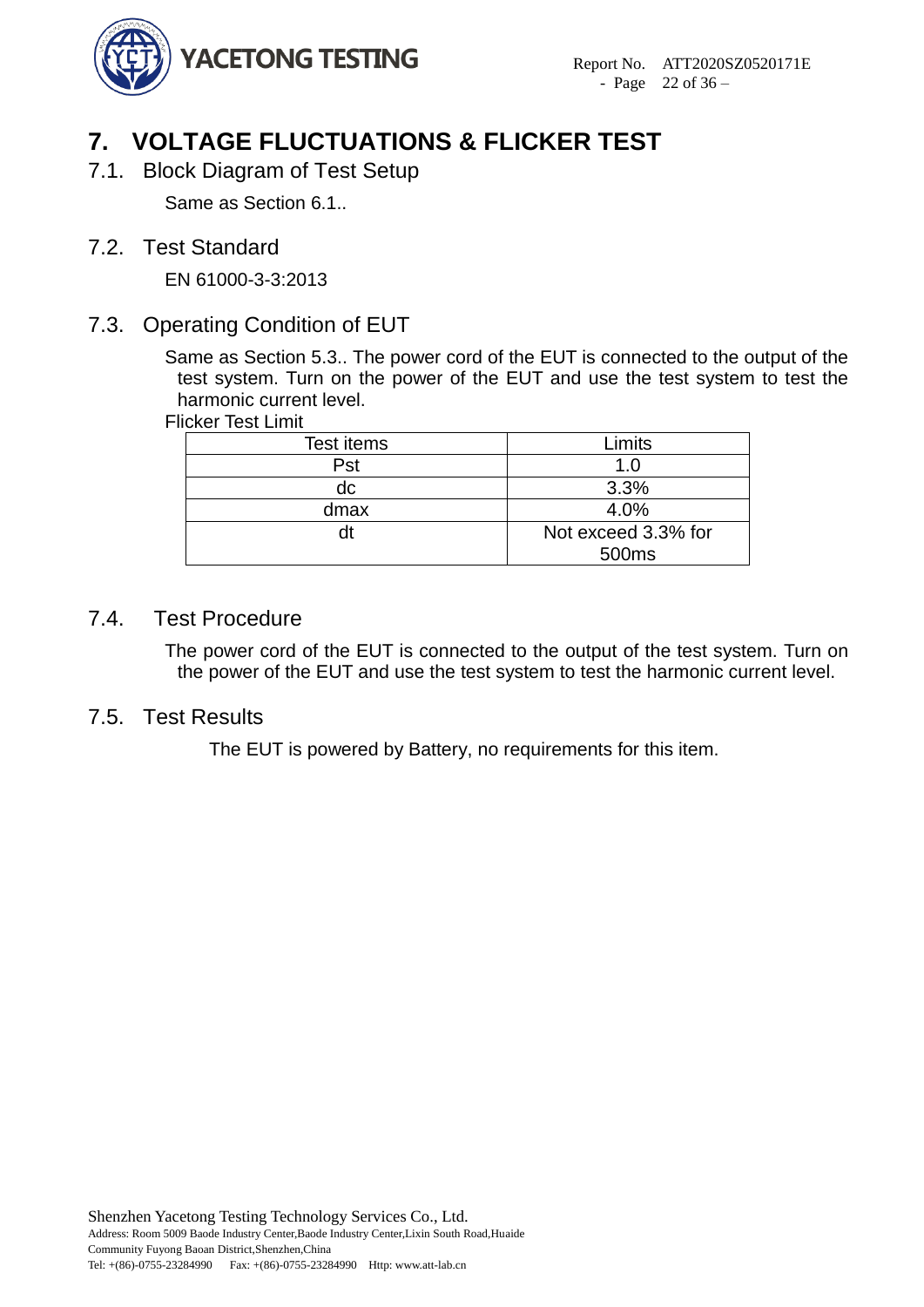# 7. VOLTAGE FLUCTUATIONS & FLICKER TEST

## 7.1. Block Diagram of Test Setup

Same as Section 6.1..

## 7.2. Test Standard

EN 61000-3-3:2013

## 7.3. Operating Condition of EUT

Same as Section 5.3.. The power cord of the EUT is connected to the output of the test system. Turn on the power of the EUT and use the test system to test the harmonic current level.

Flicker Test Limit

| Test items | Limits |
| --- | --- |
| Pst | 1.0 |
| dc | 3.3% |
| dmax | 4.0% |
| dt | Not exceed 3.3% for 500ms |

## 7.4. Test Procedure

The power cord of the EUT is connected to the output of the test system. Turn on the power of the EUT and use the test system to test the harmonic current level.

## 7.5. Test Results

The EUT is powered by Battery, no requirements for this item.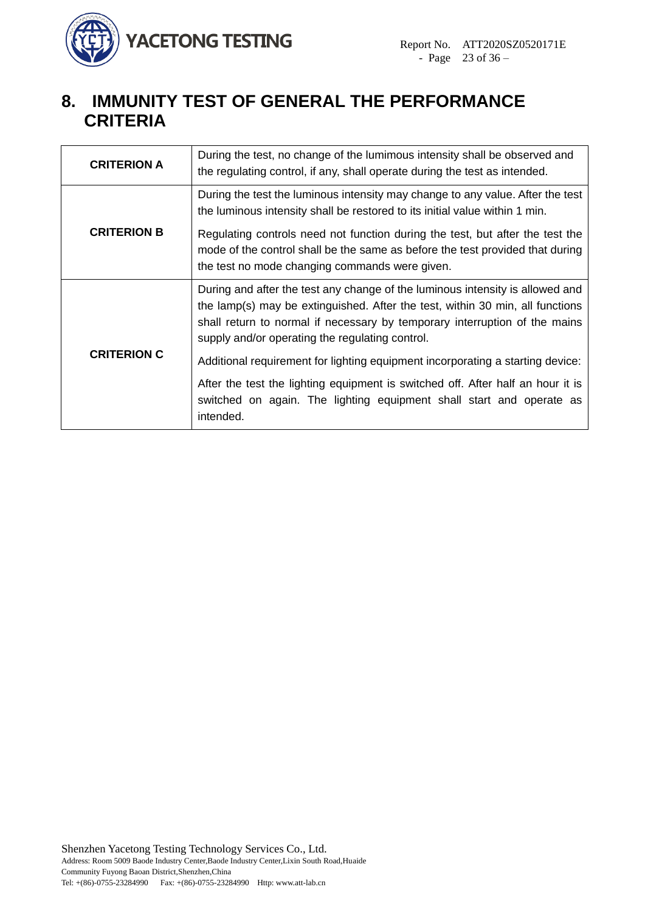# 8. IMMUNITY TEST OF GENERAL THE PERFORMANCE CRITERIA

| | |
|---|---|
| **CRITERION A** | During the test, no change of the lumimous intensity shall be observed and the regulating control, if any, shall operate during the test as intended. |
| **CRITERION B** | During the test the luminous intensity may change to any value. After the test the luminous intensity shall be restored to its initial value within 1 min.<br><br>Regulating controls need not function during the test, but after the test the mode of the control shall be the same as before the test provided that during the test no mode changing commands were given. |
| **CRITERION C** | During and after the test any change of the luminous intensity is allowed and the lamp(s) may be extinguished. After the test, within 30 min, all functions shall return to normal if necessary by temporary interruption of the mains supply and/or operating the regulating control.<br><br>Additional requirement for lighting equipment incorporating a starting device:<br><br>After the test the lighting equipment is switched off. After half an hour it is switched on again. The lighting equipment shall start and operate as intended. |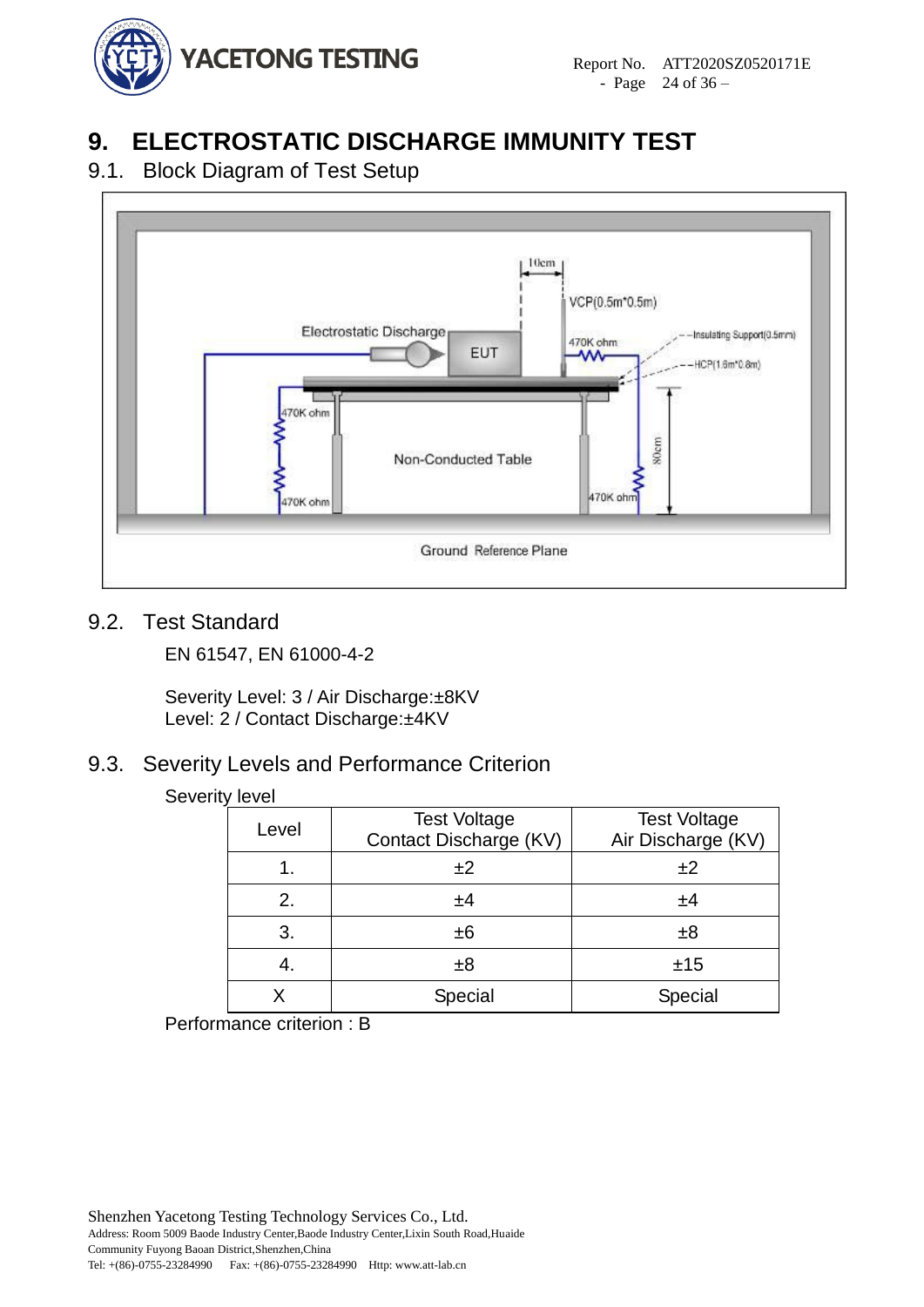# 9. ELECTROSTATIC DISCHARGE IMMUNITY TEST

## 9.1. Block Diagram of Test Setup

## 9.2. Test Standard

EN 61547, EN 61000-4-2

Severity Level: 3 / Air Discharge:±8KV
Level: 2 / Contact Discharge:±4KV

## 9.3. Severity Levels and Performance Criterion

Severity level

| Level | Test Voltage Contact Discharge (KV) | Test Voltage Air Discharge (KV) |
|---|---|---|
| 1. | ±2 | ±2 |
| 2. | ±4 | ±4 |
| 3. | ±6 | ±8 |
| 4. | ±8 | ±15 |
| X | Special | Special |

Performance criterion : B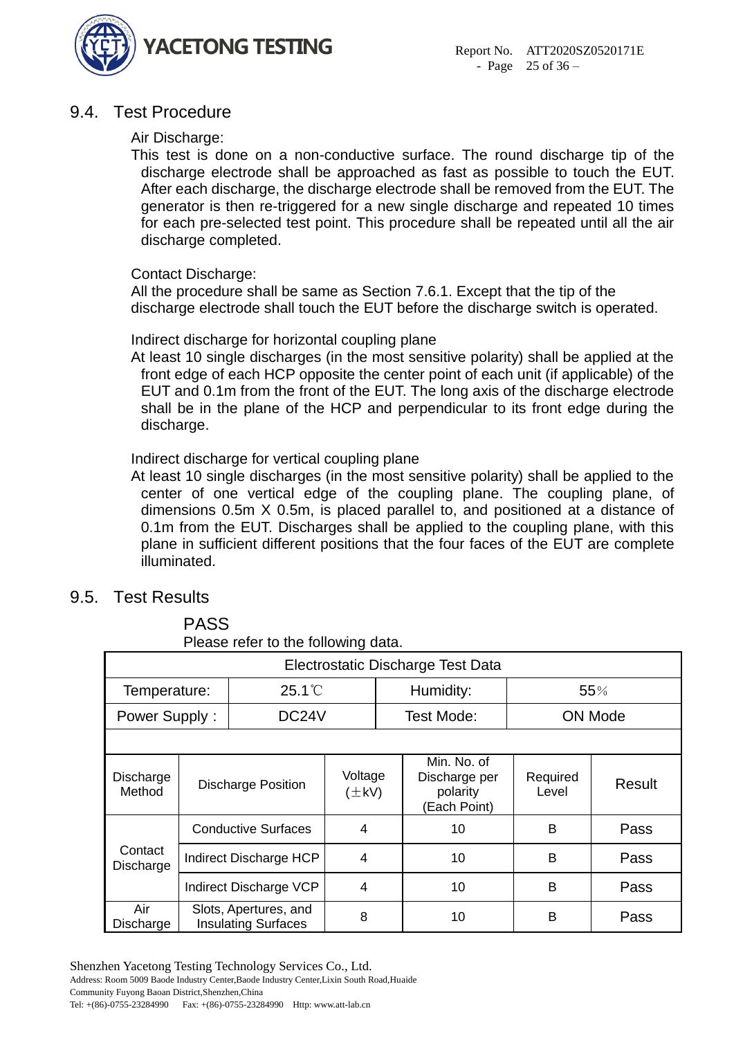## 9.4. Test Procedure

Air Discharge:

This test is done on a non-conductive surface. The round discharge tip of the discharge electrode shall be approached as fast as possible to touch the EUT. After each discharge, the discharge electrode shall be removed from the EUT. The generator is then re-triggered for a new single discharge and repeated 10 times for each pre-selected test point. This procedure shall be repeated until all the air discharge completed.

Contact Discharge:

All the procedure shall be same as Section 7.6.1. Except that the tip of the discharge electrode shall touch the EUT before the discharge switch is operated.

Indirect discharge for horizontal coupling plane

At least 10 single discharges (in the most sensitive polarity) shall be applied at the front edge of each HCP opposite the center point of each unit (if applicable) of the EUT and 0.1m from the front of the EUT. The long axis of the discharge electrode shall be in the plane of the HCP and perpendicular to its front edge during the discharge.

Indirect discharge for vertical coupling plane

At least 10 single discharges (in the most sensitive polarity) shall be applied to the center of one vertical edge of the coupling plane. The coupling plane, of dimensions 0.5m X 0.5m, is placed parallel to, and positioned at a distance of 0.1m from the EUT. Discharges shall be applied to the coupling plane, with this plane in sufficient different positions that the four faces of the EUT are complete illuminated.

## 9.5. Test Results

PASS

Please refer to the following data.

| Electrostatic Discharge Test Data | | | | | |
|---|---|---|---|---|---|
| Temperature: | 25.1℃ | | Humidity: | 55% | |
| Power Supply : | DC24V | | Test Mode: | ON Mode | |
| | | | | | |
| Discharge Method | Discharge Position | Voltage (±kV) | Min. No. of Discharge per polarity (Each Point) | Required Level | Result |
| Contact Discharge | Conductive Surfaces | 4 | 10 | B | Pass |
| | Indirect Discharge HCP | 4 | 10 | B | Pass |
| | Indirect Discharge VCP | 4 | 10 | B | Pass |
| Air Discharge | Slots, Apertures, and Insulating Surfaces | 8 | 10 | B | Pass |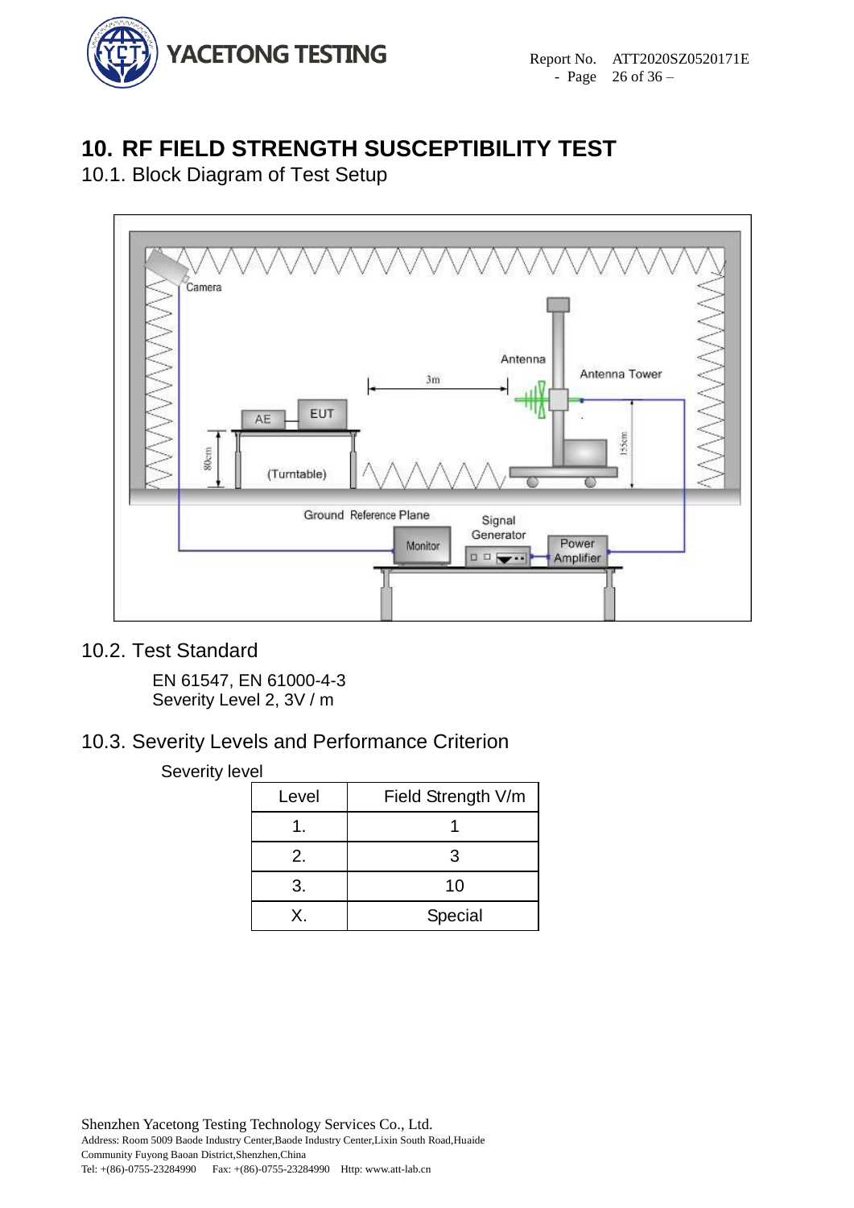# 10. RF FIELD STRENGTH SUSCEPTIBILITY TEST

## 10.1. Block Diagram of Test Setup

## 10.2. Test Standard

EN 61547, EN 61000-4-3
Severity Level 2, 3V / m

## 10.3. Severity Levels and Performance Criterion

Severity level

| Level | Field Strength V/m |
|---|---|
| 1. | 1 |
| 2. | 3 |
| 3. | 10 |
| X. | Special |

Shenzhen Yacetong Testing Technology Services Co., Ltd.
Address: Room 5009 Baode Industry Center,Baode Industry Center,Lixin South Road,Huaide Community Fuyong Baoan District,Shenzhen,China
Tel: +(86)-0755-23284990 Fax: +(86)-0755-23284990 Http: www.att-lab.cn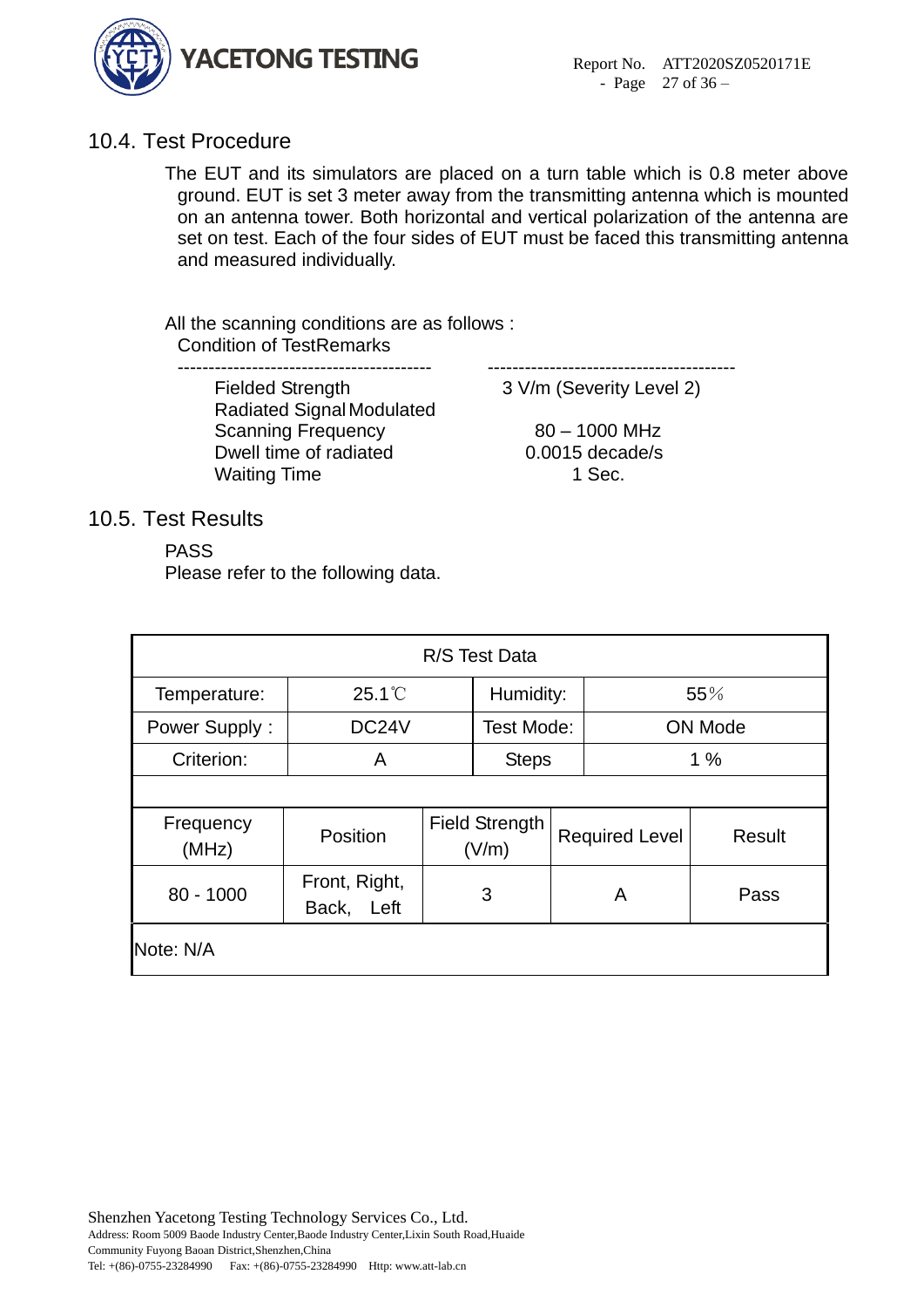## 10.4. Test Procedure

The EUT and its simulators are placed on a turn table which is 0.8 meter above ground. EUT is set 3 meter away from the transmitting antenna which is mounted on an antenna tower. Both horizontal and vertical polarization of the antenna are set on test. Each of the four sides of EUT must be faced this transmitting antenna and measured individually.

All the scanning conditions are as follows :

| Condition of Test | Remarks |
|---|---|
| Fielded Strength | 3 V/m (Severity Level 2) |
| Radiated Signal | Modulated |
| Scanning Frequency | 80 – 1000 MHz |
| Dwell time of radiated | 0.0015 decade/s |
| Waiting Time | 1 Sec. |

## 10.5. Test Results

PASS

Please refer to the following data.

| R/S Test Data | | | | |
|---|---|---|---|---|
| Temperature: | 25.1℃ | Humidity: | 55% | |
| Power Supply : | DC24V | Test Mode: | ON Mode | |
| Criterion: | A | Steps | 1 % | |
| | | | | |
| Frequency (MHz) | Position | Field Strength (V/m) | Required Level | Result |
| 80 - 1000 | Front, Right, Back, Left | 3 | A | Pass |
| Note: N/A | | | | |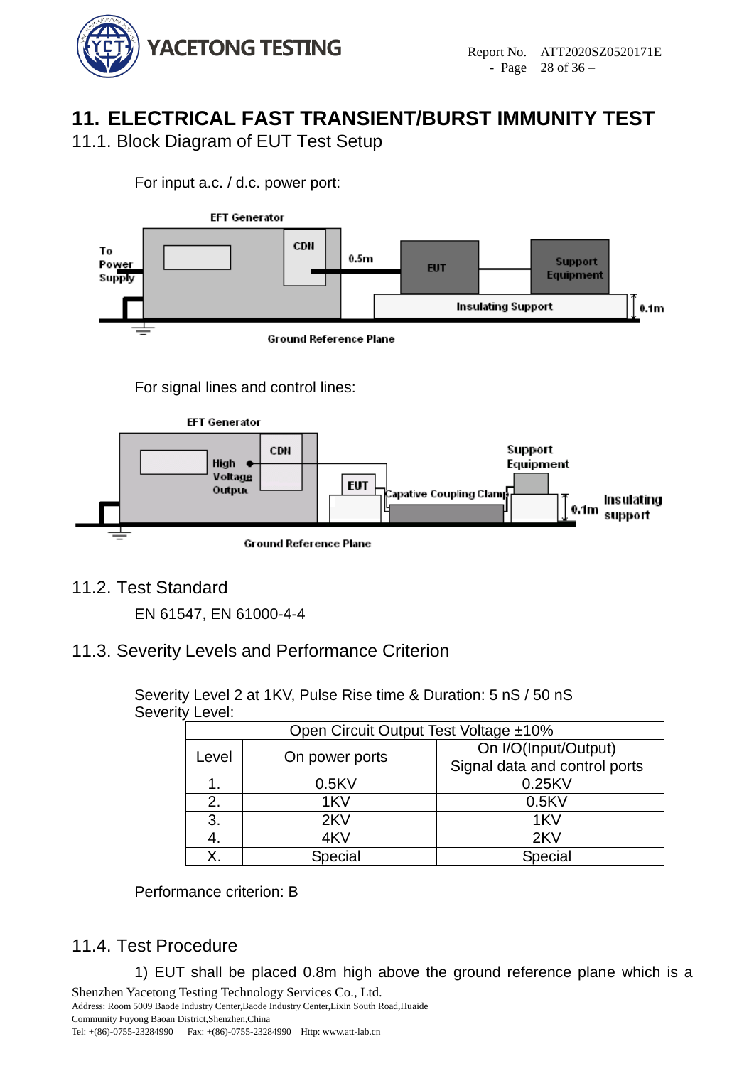# 11. ELECTRICAL FAST TRANSIENT/BURST IMMUNITY TEST

## 11.1. Block Diagram of EUT Test Setup

For input a.c. / d.c. power port:

For signal lines and control lines:

## 11.2. Test Standard

EN 61547, EN 61000-4-4

## 11.3. Severity Levels and Performance Criterion

Severity Level 2 at 1KV, Pulse Rise time & Duration: 5 nS / 50 nS
Severity Level:

| Open Circuit Output Test Voltage ±10% | | |
|---|---|---|
| Level | On power ports | On I/O(Input/Output) Signal data and control ports |
| 1. | 0.5KV | 0.25KV |
| 2. | 1KV | 0.5KV |
| 3. | 2KV | 1KV |
| 4. | 4KV | 2KV |
| X. | Special | Special |

Performance criterion: B

## 11.4. Test Procedure

1) EUT shall be placed 0.8m high above the ground reference plane which is a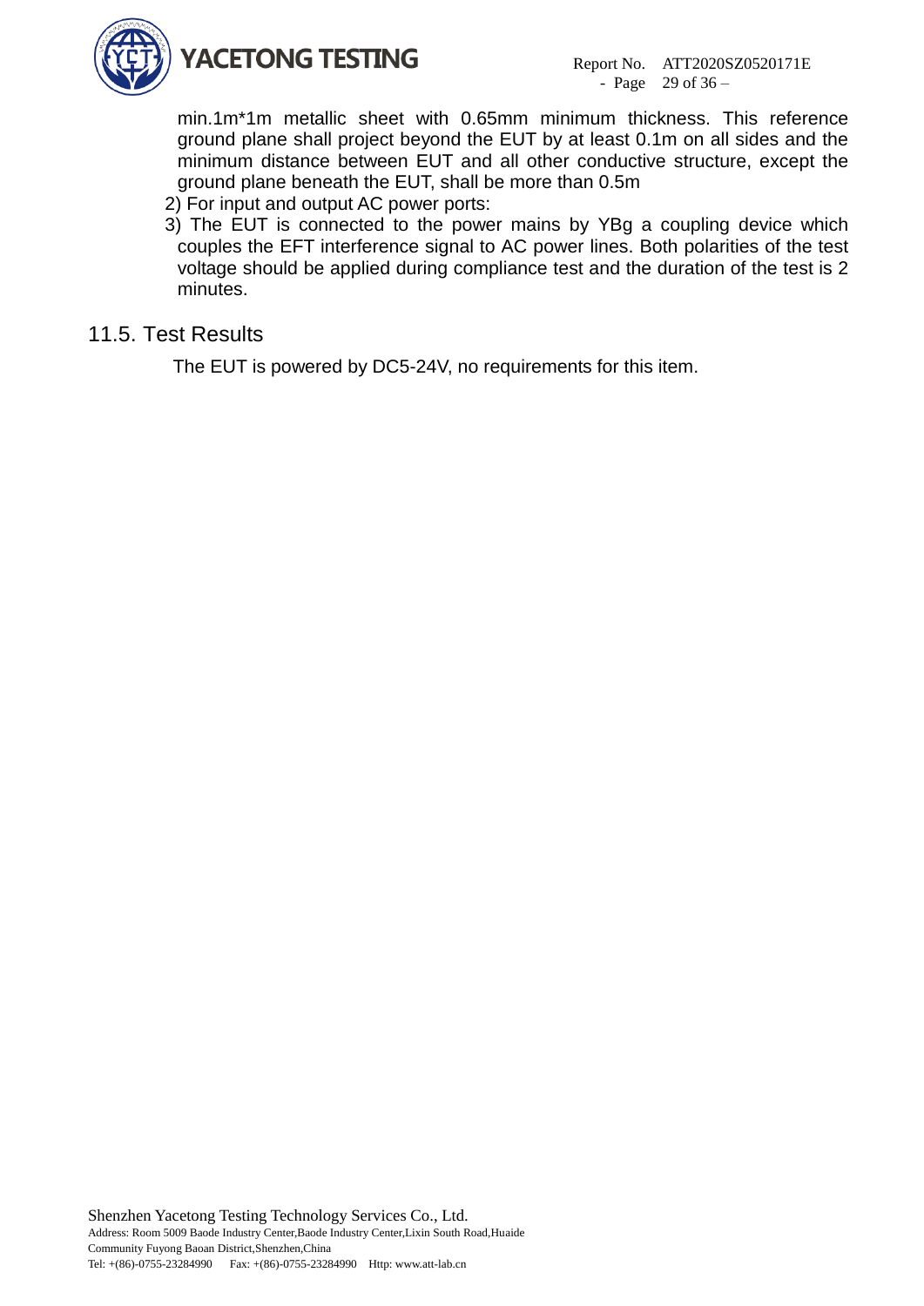min.1m*1m metallic sheet with 0.65mm minimum thickness. This reference ground plane shall project beyond the EUT by at least 0.1m on all sides and the minimum distance between EUT and all other conductive structure, except the ground plane beneath the EUT, shall be more than 0.5m

2) For input and output AC power ports:

3) The EUT is connected to the power mains by YBg a coupling device which couples the EFT interference signal to AC power lines. Both polarities of the test voltage should be applied during compliance test and the duration of the test is 2 minutes.

## 11.5. Test Results

The EUT is powered by DC5-24V, no requirements for this item.

Shenzhen Yacetong Testing Technology Services Co., Ltd.
Address: Room 5009 Baode Industry Center,Baode Industry Center,Lixin South Road,Huaide Community Fuyong Baoan District,Shenzhen,China
Tel: +(86)-0755-23284990 Fax: +(86)-0755-23284990 Http: www.att-lab.cn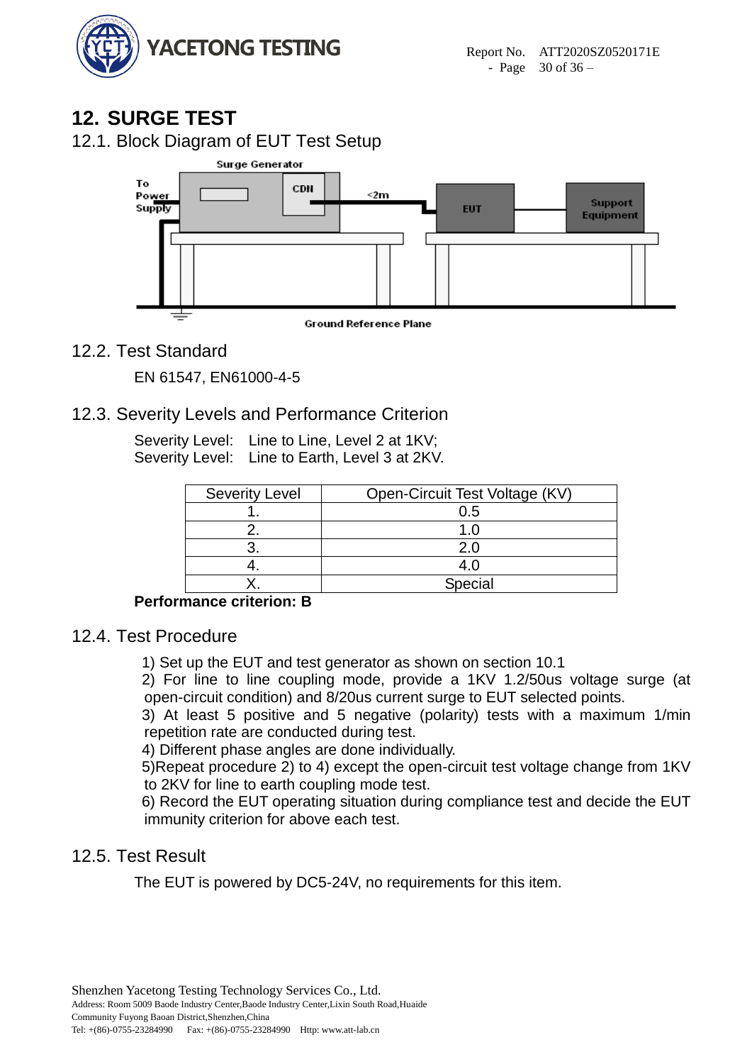# 12. SURGE TEST

## 12.1. Block Diagram of EUT Test Setup

Surge Generator

To Power Supply

CDN

<2m

EUT

Support Equipment

Ground Reference Plane

## 12.2. Test Standard

EN 61547, EN61000-4-5

## 12.3. Severity Levels and Performance Criterion

Severity Level: Line to Line, Level 2 at 1KV;
Severity Level: Line to Earth, Level 3 at 2KV.

| Severity Level | Open-Circuit Test Voltage (KV) |
|---|---|
| 1. | 0.5 |
| 2. | 1.0 |
| 3. | 2.0 |
| 4. | 4.0 |
| X. | Special |

**Performance criterion: B**

## 12.4. Test Procedure

1) Set up the EUT and test generator as shown on section 10.1
2) For line to line coupling mode, provide a 1KV 1.2/50us voltage surge (at open-circuit condition) and 8/20us current surge to EUT selected points.
3) At least 5 positive and 5 negative (polarity) tests with a maximum 1/min repetition rate are conducted during test.
4) Different phase angles are done individually.
5)Repeat procedure 2) to 4) except the open-circuit test voltage change from 1KV to 2KV for line to earth coupling mode test.
6) Record the EUT operating situation during compliance test and decide the EUT immunity criterion for above each test.

## 12.5. Test Result

The EUT is powered by DC5-24V, no requirements for this item.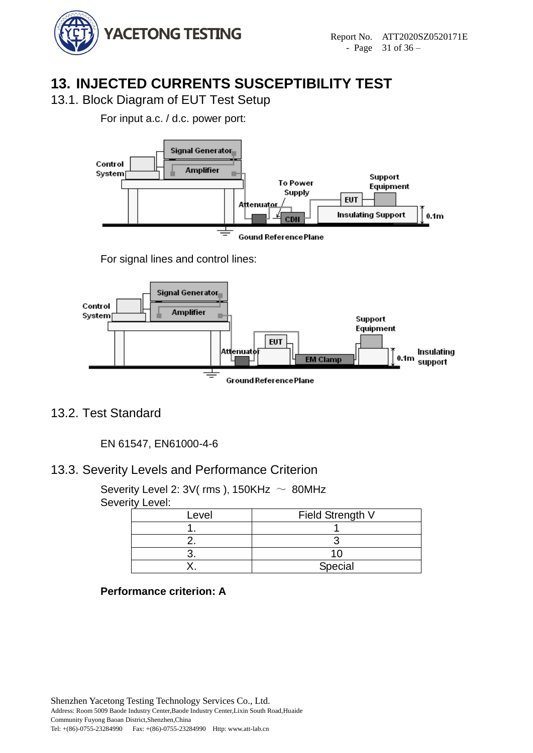# 13. INJECTED CURRENTS SUSCEPTIBILITY TEST

## 13.1. Block Diagram of EUT Test Setup

For input a.c. / d.c. power port:

For signal lines and control lines:

## 13.2. Test Standard

EN 61547, EN61000-4-6

## 13.3. Severity Levels and Performance Criterion

Severity Level 2: 3V( rms ), 150KHz ～ 80MHz

Severity Level:

| Level | Field Strength V |
| --- | --- |
| 1. | 1 |
| 2. | 3 |
| 3. | 10 |
| X. | Special |

**Performance criterion: A**

Shenzhen Yacetong Testing Technology Services Co., Ltd.
Address: Room 5009 Baode Industry Center,Baode Industry Center,Lixin South Road,Huaide Community Fuyong Baoan District,Shenzhen,China
Tel: +(86)-0755-23284990 Fax: +(86)-0755-23284990 Http: www.att-lab.cn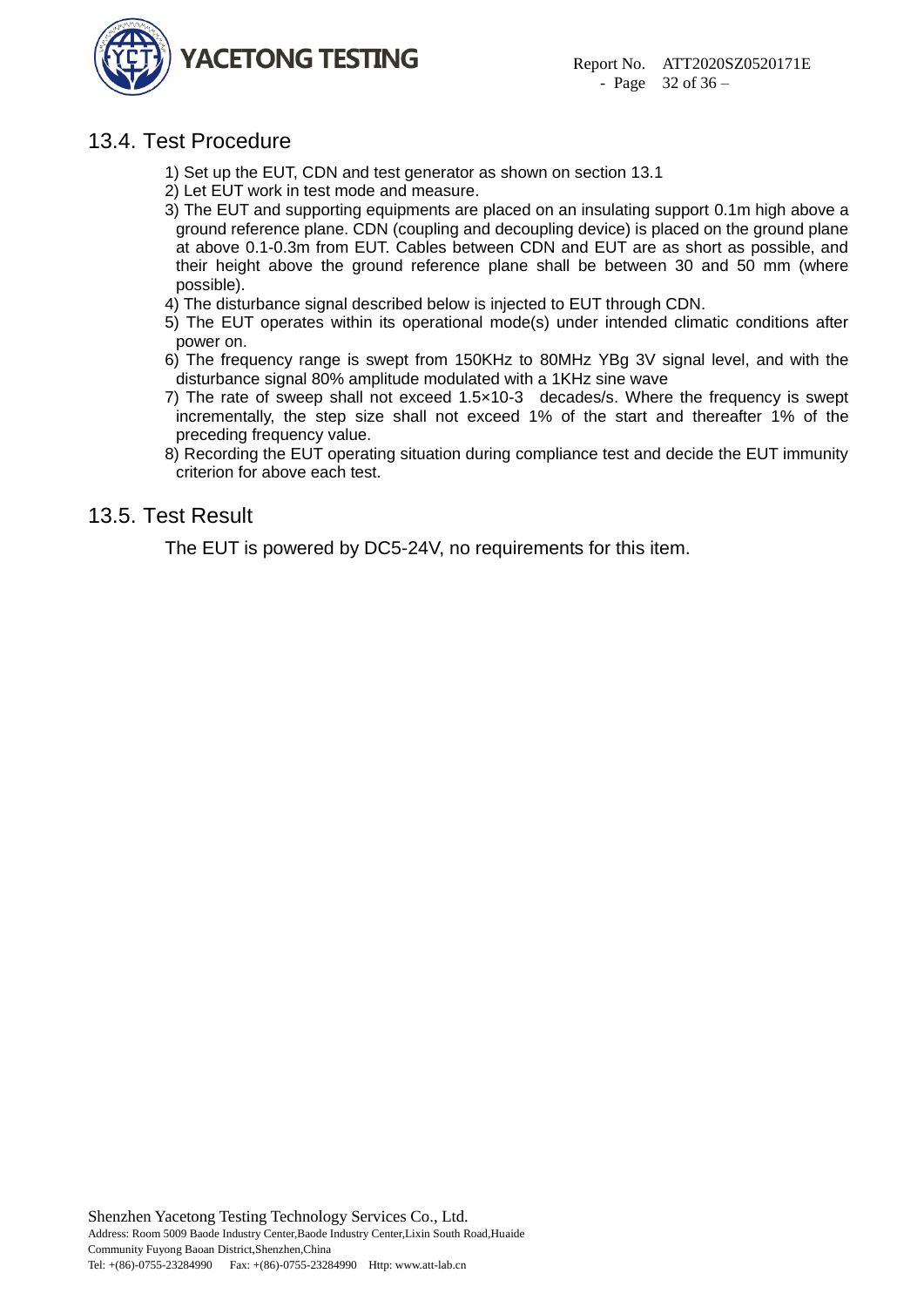## 13.4. Test Procedure

1) Set up the EUT, CDN and test generator as shown on section 13.1
2) Let EUT work in test mode and measure.
3) The EUT and supporting equipments are placed on an insulating support 0.1m high above a ground reference plane. CDN (coupling and decoupling device) is placed on the ground plane at above 0.1-0.3m from EUT. Cables between CDN and EUT are as short as possible, and their height above the ground reference plane shall be between 30 and 50 mm (where possible).
4) The disturbance signal described below is injected to EUT through CDN.
5) The EUT operates within its operational mode(s) under intended climatic conditions after power on.
6) The frequency range is swept from 150KHz to 80MHz YBg 3V signal level, and with the disturbance signal 80% amplitude modulated with a 1KHz sine wave
7) The rate of sweep shall not exceed $1.5\times10^{-3}$ decades/s. Where the frequency is swept incrementally, the step size shall not exceed 1% of the start and thereafter 1% of the preceding frequency value.
8) Recording the EUT operating situation during compliance test and decide the EUT immunity criterion for above each test.

## 13.5. Test Result

The EUT is powered by DC5-24V, no requirements for this item.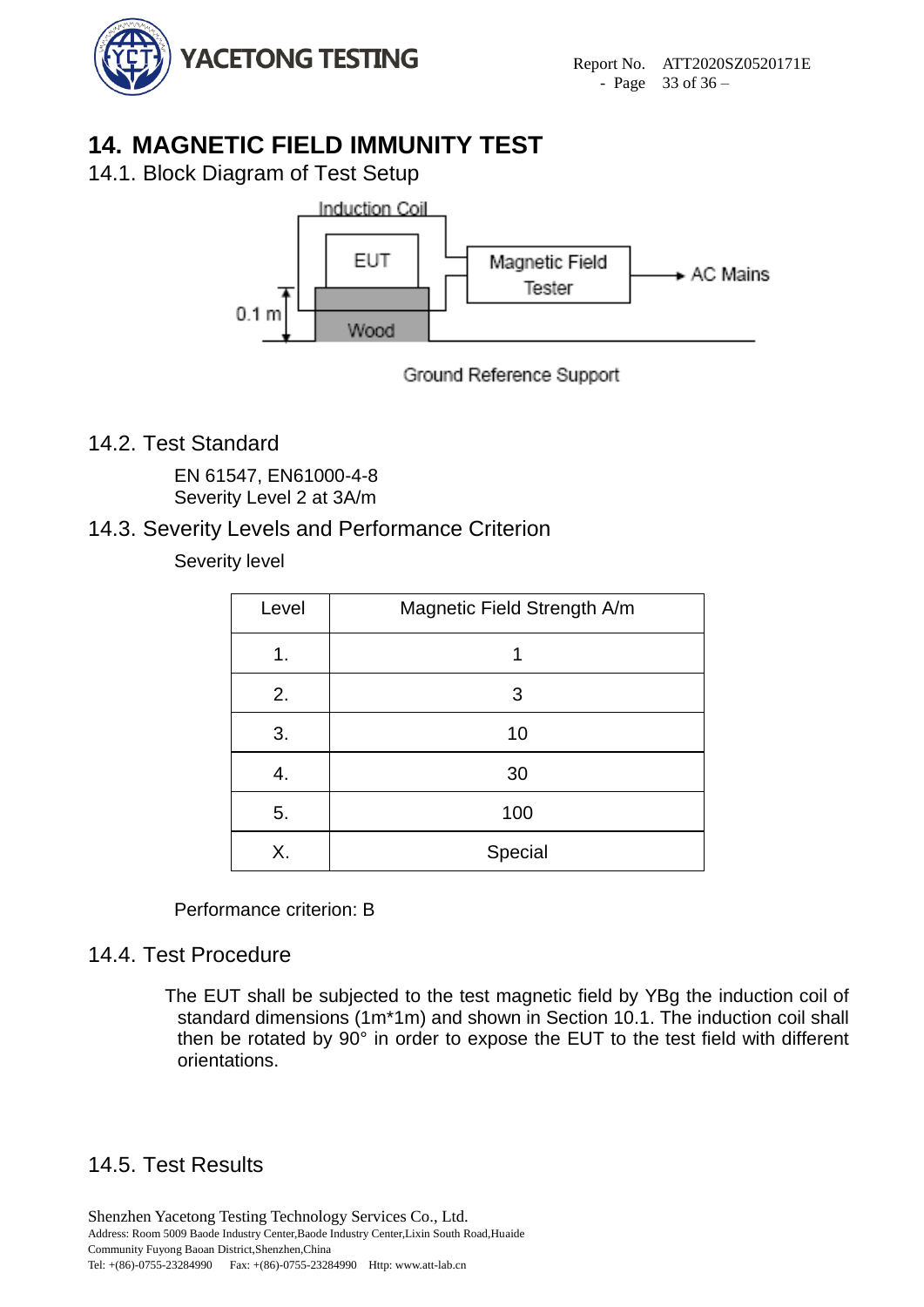# 14. MAGNETIC FIELD IMMUNITY TEST

## 14.1. Block Diagram of Test Setup

Induction Coil

EUT

Magnetic Field Tester

AC Mains

0.1 m

Wood

Ground Reference Support

## 14.2. Test Standard

EN 61547, EN61000-4-8
Severity Level 2 at 3A/m

## 14.3. Severity Levels and Performance Criterion

Severity level

| Level | Magnetic Field Strength A/m |
|---|---|
| 1. | 1 |
| 2. | 3 |
| 3. | 10 |
| 4. | 30 |
| 5. | 100 |
| X. | Special |

Performance criterion: B

## 14.4. Test Procedure

The EUT shall be subjected to the test magnetic field by YBg the induction coil of standard dimensions (1m*1m) and shown in Section 10.1. The induction coil shall then be rotated by 90° in order to expose the EUT to the test field with different orientations.

## 14.5. Test Results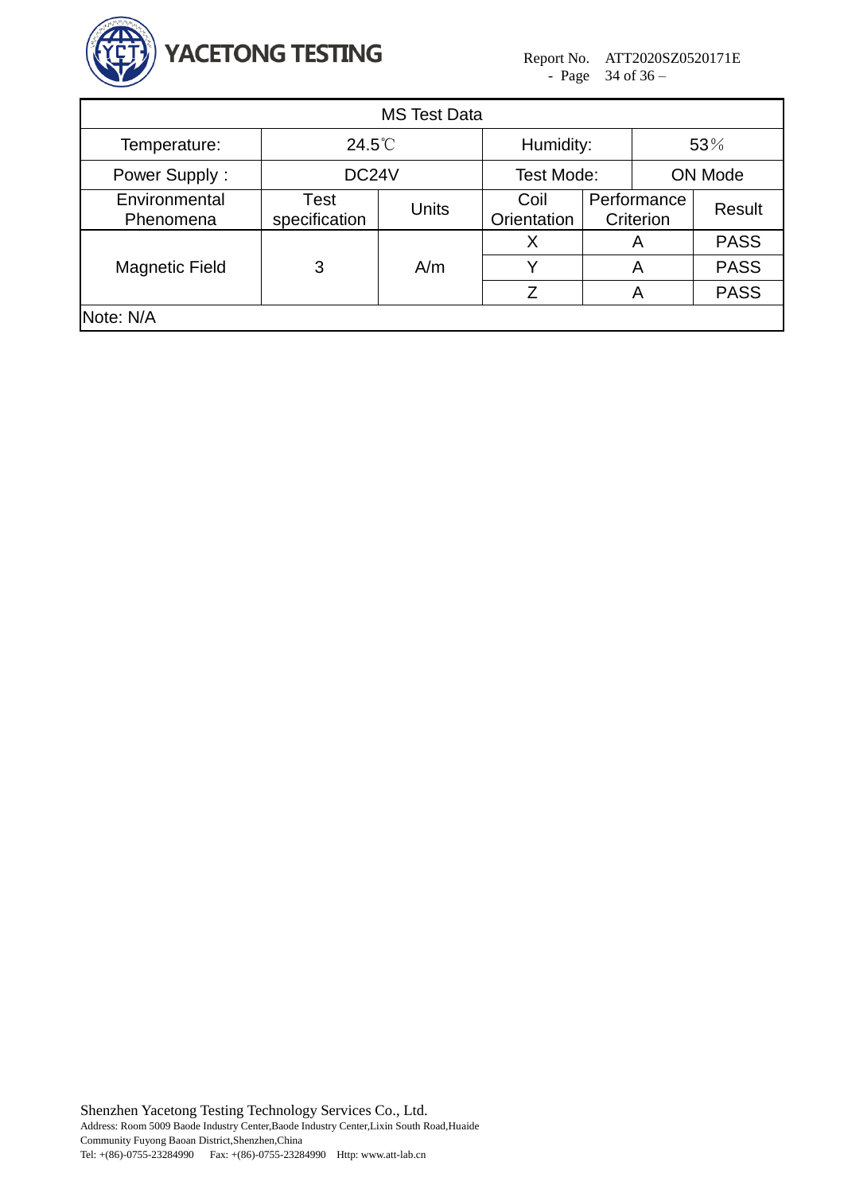| MS Test Data | | | | | |
|---|---|---|---|---|---|
| Temperature: | 24.5℃ | | Humidity: | 53% | |
| Power Supply : | DC24V | | Test Mode: | ON Mode | |
| Environmental Phenomena | Test specification | Units | Coil Orientation | Performance Criterion | Result |
| Magnetic Field | 3 | A/m | X | A | PASS |
| | | | Y | A | PASS |
| | | | Z | A | PASS |
| Note: N/A | | | | | |

Shenzhen Yacetong Testing Technology Services Co., Ltd.
Address: Room 5009 Baode Industry Center,Baode Industry Center,Lixin South Road,Huaide Community Fuyong Baoan District,Shenzhen,China
Tel: +(86)-0755-23284990 Fax: +(86)-0755-23284990 Http: www.att-lab.cn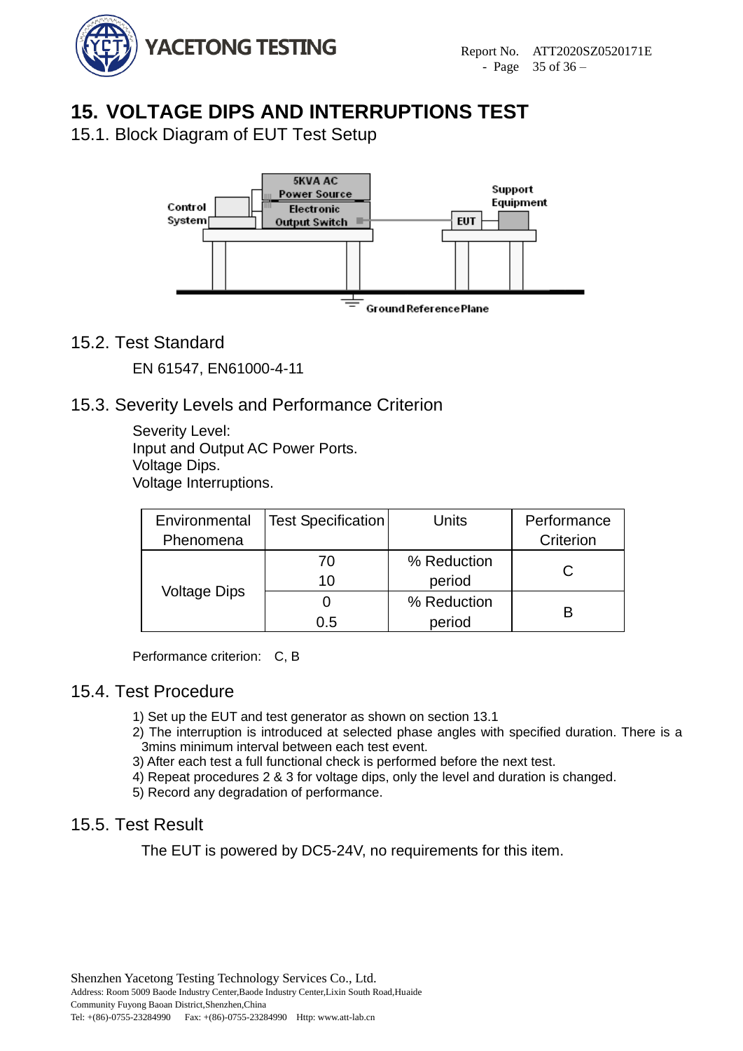# 15. VOLTAGE DIPS AND INTERRUPTIONS TEST

## 15.1. Block Diagram of EUT Test Setup

## 15.2. Test Standard

EN 61547, EN61000-4-11

## 15.3. Severity Levels and Performance Criterion

Severity Level:
Input and Output AC Power Ports.
Voltage Dips.
Voltage Interruptions.

| Environmental Phenomena | Test Specification | Units | Performance Criterion |
|---|---|---|---|
| Voltage Dips | 70<br>10 | % Reduction<br>period | C |
| | 0<br>0.5 | % Reduction<br>period | B |

Performance criterion: C, B

## 15.4. Test Procedure

1) Set up the EUT and test generator as shown on section 13.1
2) The interruption is introduced at selected phase angles with specified duration. There is a 3mins minimum interval between each test event.
3) After each test a full functional check is performed before the next test.
4) Repeat procedures 2 & 3 for voltage dips, only the level and duration is changed.
5) Record any degradation of performance.

## 15.5. Test Result

The EUT is powered by DC5-24V, no requirements for this item.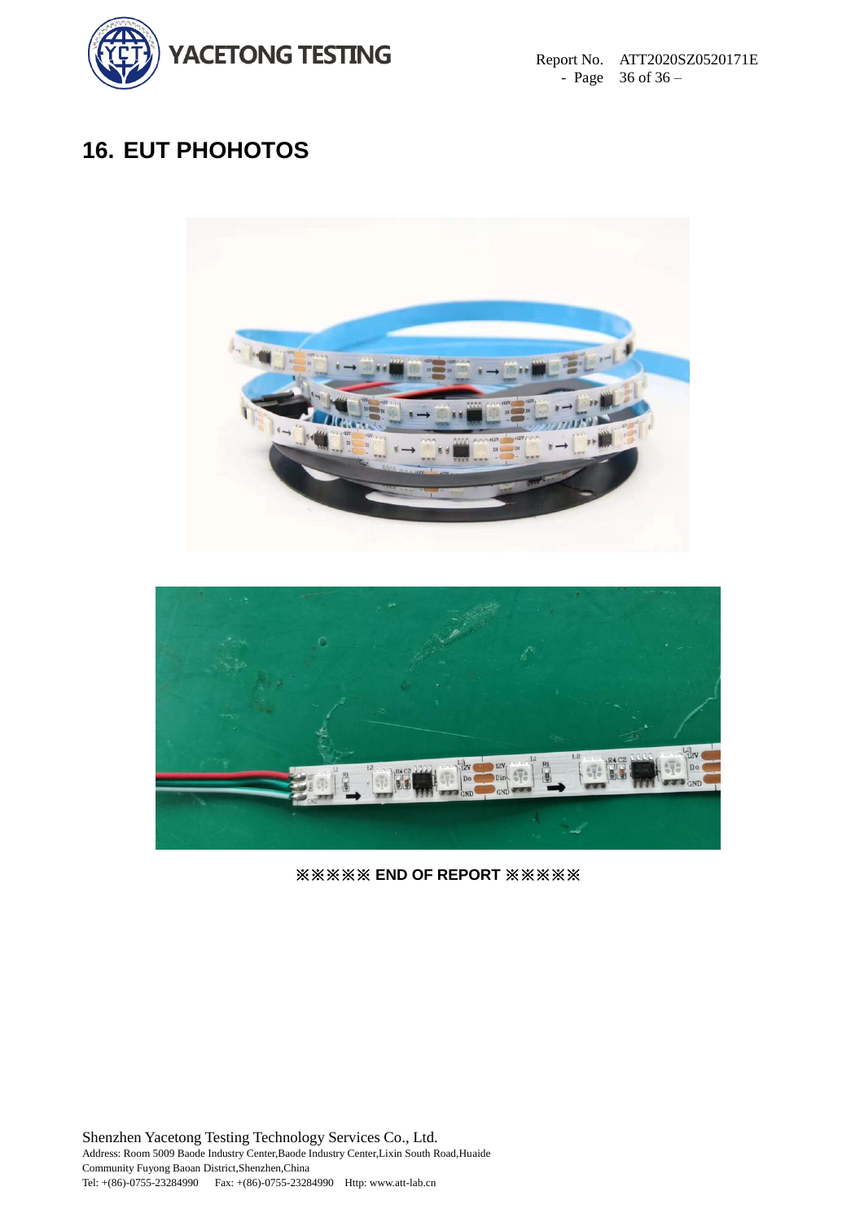## 16. EUT PHOHOTOS

※※※※※ END OF REPORT ※※※※※

Shenzhen Yacetong Testing Technology Services Co., Ltd.
Address: Room 5009 Baode Industry Center,Baode Industry Center,Lixin South Road,Huaide Community Fuyong Baoan District,Shenzhen,China
Tel: +(86)-0755-23284990 Fax: +(86)-0755-23284990 Http: www.att-lab.cn